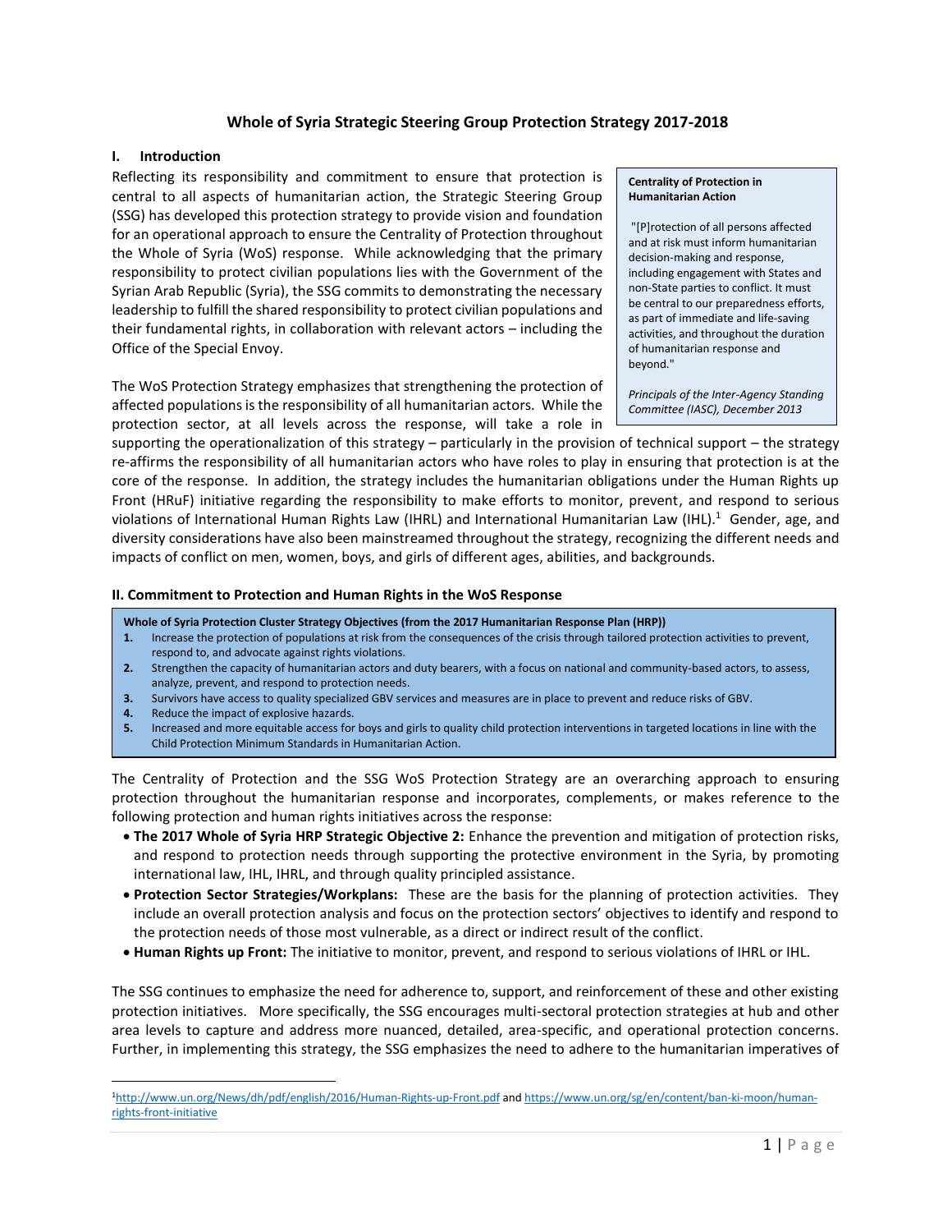# Whole of Syria Strategic Steering Group Protection Strategy 2017-2018

## I. Introduction

Reflecting its responsibility and commitment to ensure that protection is central to all aspects of humanitarian action, the Strategic Steering Group (SSG) has developed this protection strategy to provide vision and foundation for an operational approach to ensure the Centrality of Protection throughout the Whole of Syria (WoS) response. While acknowledging that the primary responsibility to protect civilian populations lies with the Government of the Syrian Arab Republic (Syria), the SSG commits to demonstrating the necessary leadership to fulfill the shared responsibility to protect civilian populations and their fundamental rights, in collaboration with relevant actors – including the Office of the Special Envoy.

> **Centrality of Protection in Humanitarian Action**
>
> "[P]rotection of all persons affected and at risk must inform humanitarian decision-making and response, including engagement with States and non-State parties to conflict. It must be central to our preparedness efforts, as part of immediate and life-saving activities, and throughout the duration of humanitarian response and beyond."
>
> *Principals of the Inter-Agency Standing Committee (IASC), December 2013*

The WoS Protection Strategy emphasizes that strengthening the protection of affected populations is the responsibility of all humanitarian actors. While the protection sector, at all levels across the response, will take a role in supporting the operationalization of this strategy – particularly in the provision of technical support – the strategy re-affirms the responsibility of all humanitarian actors who have roles to play in ensuring that protection is at the core of the response. In addition, the strategy includes the humanitarian obligations under the Human Rights up Front (HRuF) initiative regarding the responsibility to make efforts to monitor, prevent, and respond to serious violations of International Human Rights Law (IHRL) and International Humanitarian Law (IHL).[1] Gender, age, and diversity considerations have also been mainstreamed throughout the strategy, recognizing the different needs and impacts of conflict on men, women, boys, and girls of different ages, abilities, and backgrounds.

## II. Commitment to Protection and Human Rights in the WoS Response

> **Whole of Syria Protection Cluster Strategy Objectives (from the 2017 Humanitarian Response Plan (HRP))**
>
> 1. Increase the protection of populations at risk from the consequences of the crisis through tailored protection activities to prevent, respond to, and advocate against rights violations.
> 2. Strengthen the capacity of humanitarian actors and duty bearers, with a focus on national and community-based actors, to assess, analyze, prevent, and respond to protection needs.
> 3. Survivors have access to quality specialized GBV services and measures are in place to prevent and reduce risks of GBV.
> 4. Reduce the impact of explosive hazards.
> 5. Increased and more equitable access for boys and girls to quality child protection interventions in targeted locations in line with the Child Protection Minimum Standards in Humanitarian Action.

The Centrality of Protection and the SSG WoS Protection Strategy are an overarching approach to ensuring protection throughout the humanitarian response and incorporates, complements, or makes reference to the following protection and human rights initiatives across the response:

- **The 2017 Whole of Syria HRP Strategic Objective 2:** Enhance the prevention and mitigation of protection risks, and respond to protection needs through supporting the protective environment in the Syria, by promoting international law, IHL, IHRL, and through quality principled assistance.
- **Protection Sector Strategies/Workplans:** These are the basis for the planning of protection activities. They include an overall protection analysis and focus on the protection sectors' objectives to identify and respond to the protection needs of those most vulnerable, as a direct or indirect result of the conflict.
- **Human Rights up Front:** The initiative to monitor, prevent, and respond to serious violations of IHRL or IHL.

The SSG continues to emphasize the need for adherence to, support, and reinforcement of these and other existing protection initiatives. More specifically, the SSG encourages multi-sectoral protection strategies at hub and other area levels to capture and address more nuanced, detailed, area-specific, and operational protection concerns. Further, in implementing this strategy, the SSG emphasizes the need to adhere to the humanitarian imperatives of

---

[1] http://www.un.org/News/dh/pdf/english/2016/Human-Rights-up-Front.pdf and https://www.un.org/sg/en/content/ban-ki-moon/human-rights-front-initiative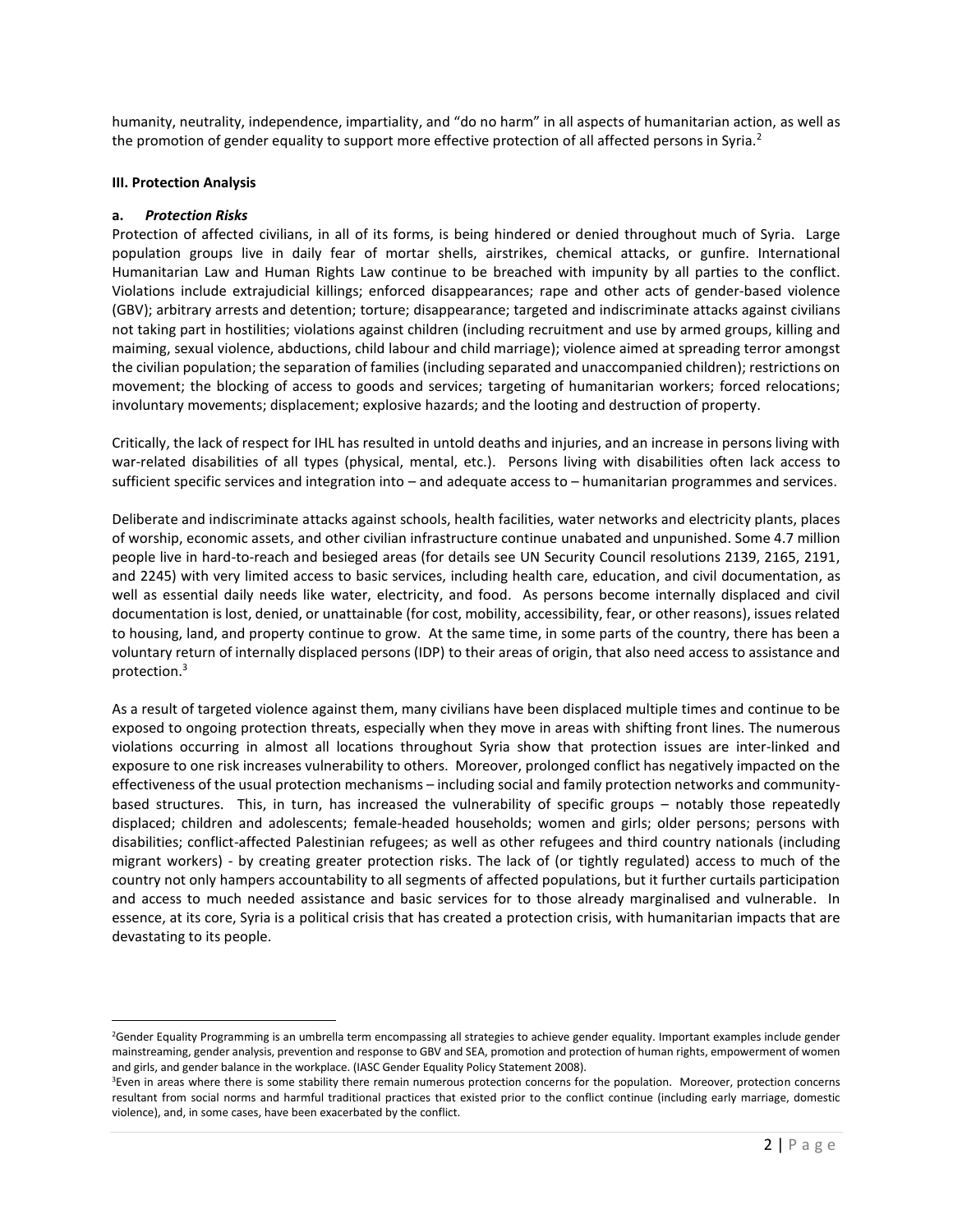humanity, neutrality, independence, impartiality, and "do no harm" in all aspects of humanitarian action, as well as the promotion of gender equality to support more effective protection of all affected persons in Syria.[2]

### III. Protection Analysis

#### a. *Protection Risks*

Protection of affected civilians, in all of its forms, is being hindered or denied throughout much of Syria. Large population groups live in daily fear of mortar shells, airstrikes, chemical attacks, or gunfire. International Humanitarian Law and Human Rights Law continue to be breached with impunity by all parties to the conflict. Violations include extrajudicial killings; enforced disappearances; rape and other acts of gender-based violence (GBV); arbitrary arrests and detention; torture; disappearance; targeted and indiscriminate attacks against civilians not taking part in hostilities; violations against children (including recruitment and use by armed groups, killing and maiming, sexual violence, abductions, child labour and child marriage); violence aimed at spreading terror amongst the civilian population; the separation of families (including separated and unaccompanied children); restrictions on movement; the blocking of access to goods and services; targeting of humanitarian workers; forced relocations; involuntary movements; displacement; explosive hazards; and the looting and destruction of property.

Critically, the lack of respect for IHL has resulted in untold deaths and injuries, and an increase in persons living with war-related disabilities of all types (physical, mental, etc.). Persons living with disabilities often lack access to sufficient specific services and integration into – and adequate access to – humanitarian programmes and services.

Deliberate and indiscriminate attacks against schools, health facilities, water networks and electricity plants, places of worship, economic assets, and other civilian infrastructure continue unabated and unpunished. Some 4.7 million people live in hard-to-reach and besieged areas (for details see UN Security Council resolutions 2139, 2165, 2191, and 2245) with very limited access to basic services, including health care, education, and civil documentation, as well as essential daily needs like water, electricity, and food. As persons become internally displaced and civil documentation is lost, denied, or unattainable (for cost, mobility, accessibility, fear, or other reasons), issues related to housing, land, and property continue to grow. At the same time, in some parts of the country, there has been a voluntary return of internally displaced persons (IDP) to their areas of origin, that also need access to assistance and protection.[3]

As a result of targeted violence against them, many civilians have been displaced multiple times and continue to be exposed to ongoing protection threats, especially when they move in areas with shifting front lines. The numerous violations occurring in almost all locations throughout Syria show that protection issues are inter-linked and exposure to one risk increases vulnerability to others. Moreover, prolonged conflict has negatively impacted on the effectiveness of the usual protection mechanisms – including social and family protection networks and community-based structures. This, in turn, has increased the vulnerability of specific groups – notably those repeatedly displaced; children and adolescents; female-headed households; women and girls; older persons; persons with disabilities; conflict-affected Palestinian refugees; as well as other refugees and third country nationals (including migrant workers) - by creating greater protection risks. The lack of (or tightly regulated) access to much of the country not only hampers accountability to all segments of affected populations, but it further curtails participation and access to much needed assistance and basic services for to those already marginalised and vulnerable. In essence, at its core, Syria is a political crisis that has created a protection crisis, with humanitarian impacts that are devastating to its people.

---

[2]Gender Equality Programming is an umbrella term encompassing all strategies to achieve gender equality. Important examples include gender mainstreaming, gender analysis, prevention and response to GBV and SEA, promotion and protection of human rights, empowerment of women and girls, and gender balance in the workplace. (IASC Gender Equality Policy Statement 2008).

[3]Even in areas where there is some stability there remain numerous protection concerns for the population. Moreover, protection concerns resultant from social norms and harmful traditional practices that existed prior to the conflict continue (including early marriage, domestic violence), and, in some cases, have been exacerbated by the conflict.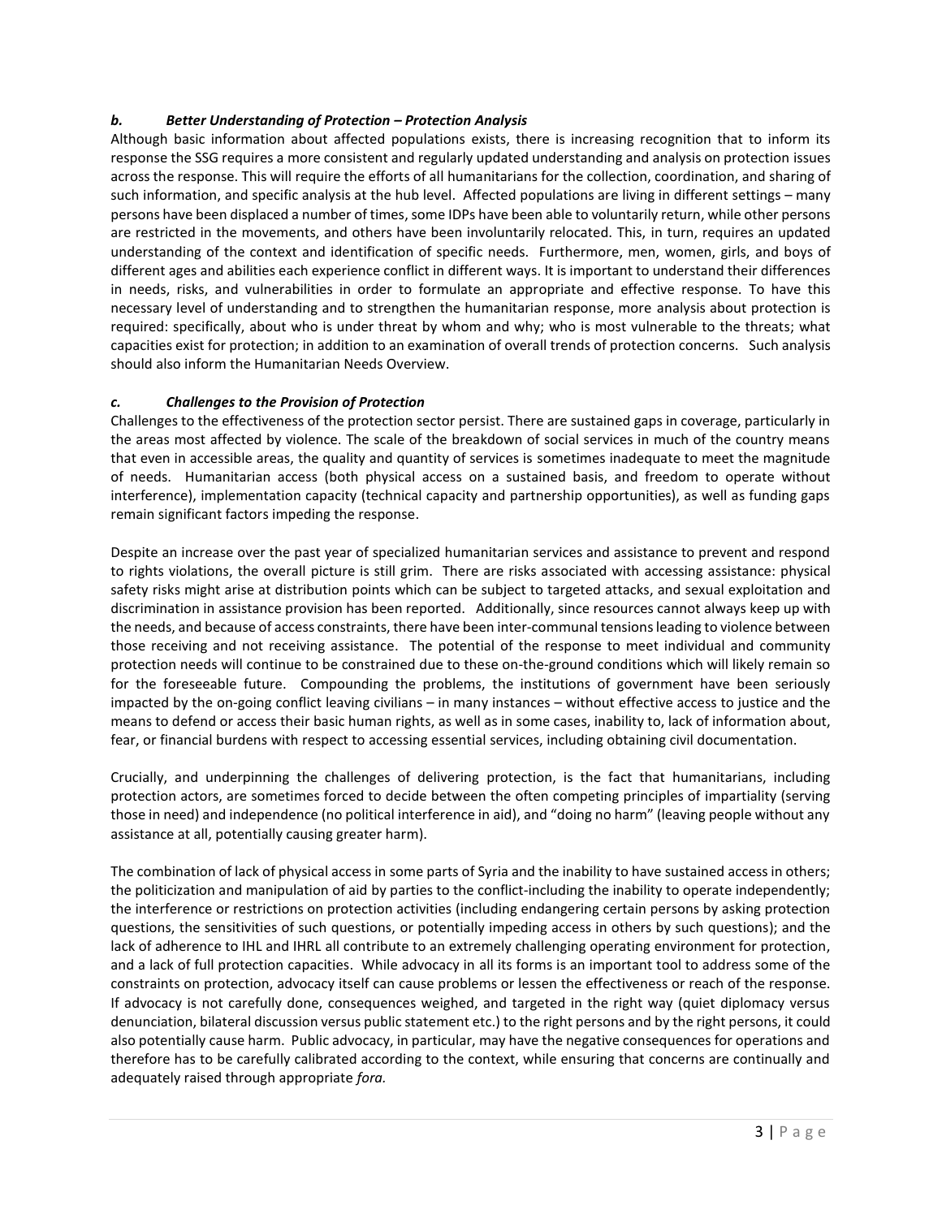### *b. Better Understanding of Protection – Protection Analysis*

Although basic information about affected populations exists, there is increasing recognition that to inform its response the SSG requires a more consistent and regularly updated understanding and analysis on protection issues across the response. This will require the efforts of all humanitarians for the collection, coordination, and sharing of such information, and specific analysis at the hub level. Affected populations are living in different settings – many persons have been displaced a number of times, some IDPs have been able to voluntarily return, while other persons are restricted in the movements, and others have been involuntarily relocated. This, in turn, requires an updated understanding of the context and identification of specific needs. Furthermore, men, women, girls, and boys of different ages and abilities each experience conflict in different ways. It is important to understand their differences in needs, risks, and vulnerabilities in order to formulate an appropriate and effective response. To have this necessary level of understanding and to strengthen the humanitarian response, more analysis about protection is required: specifically, about who is under threat by whom and why; who is most vulnerable to the threats; what capacities exist for protection; in addition to an examination of overall trends of protection concerns. Such analysis should also inform the Humanitarian Needs Overview.

### *c. Challenges to the Provision of Protection*

Challenges to the effectiveness of the protection sector persist. There are sustained gaps in coverage, particularly in the areas most affected by violence. The scale of the breakdown of social services in much of the country means that even in accessible areas, the quality and quantity of services is sometimes inadequate to meet the magnitude of needs. Humanitarian access (both physical access on a sustained basis, and freedom to operate without interference), implementation capacity (technical capacity and partnership opportunities), as well as funding gaps remain significant factors impeding the response.

Despite an increase over the past year of specialized humanitarian services and assistance to prevent and respond to rights violations, the overall picture is still grim. There are risks associated with accessing assistance: physical safety risks might arise at distribution points which can be subject to targeted attacks, and sexual exploitation and discrimination in assistance provision has been reported. Additionally, since resources cannot always keep up with the needs, and because of access constraints, there have been inter-communal tensions leading to violence between those receiving and not receiving assistance. The potential of the response to meet individual and community protection needs will continue to be constrained due to these on-the-ground conditions which will likely remain so for the foreseeable future. Compounding the problems, the institutions of government have been seriously impacted by the on-going conflict leaving civilians – in many instances – without effective access to justice and the means to defend or access their basic human rights, as well as in some cases, inability to, lack of information about, fear, or financial burdens with respect to accessing essential services, including obtaining civil documentation.

Crucially, and underpinning the challenges of delivering protection, is the fact that humanitarians, including protection actors, are sometimes forced to decide between the often competing principles of impartiality (serving those in need) and independence (no political interference in aid), and "doing no harm" (leaving people without any assistance at all, potentially causing greater harm).

The combination of lack of physical access in some parts of Syria and the inability to have sustained access in others; the politicization and manipulation of aid by parties to the conflict-including the inability to operate independently; the interference or restrictions on protection activities (including endangering certain persons by asking protection questions, the sensitivities of such questions, or potentially impeding access in others by such questions); and the lack of adherence to IHL and IHRL all contribute to an extremely challenging operating environment for protection, and a lack of full protection capacities. While advocacy in all its forms is an important tool to address some of the constraints on protection, advocacy itself can cause problems or lessen the effectiveness or reach of the response. If advocacy is not carefully done, consequences weighed, and targeted in the right way (quiet diplomacy versus denunciation, bilateral discussion versus public statement etc.) to the right persons and by the right persons, it could also potentially cause harm. Public advocacy, in particular, may have the negative consequences for operations and therefore has to be carefully calibrated according to the context, while ensuring that concerns are continually and adequately raised through appropriate *fora.*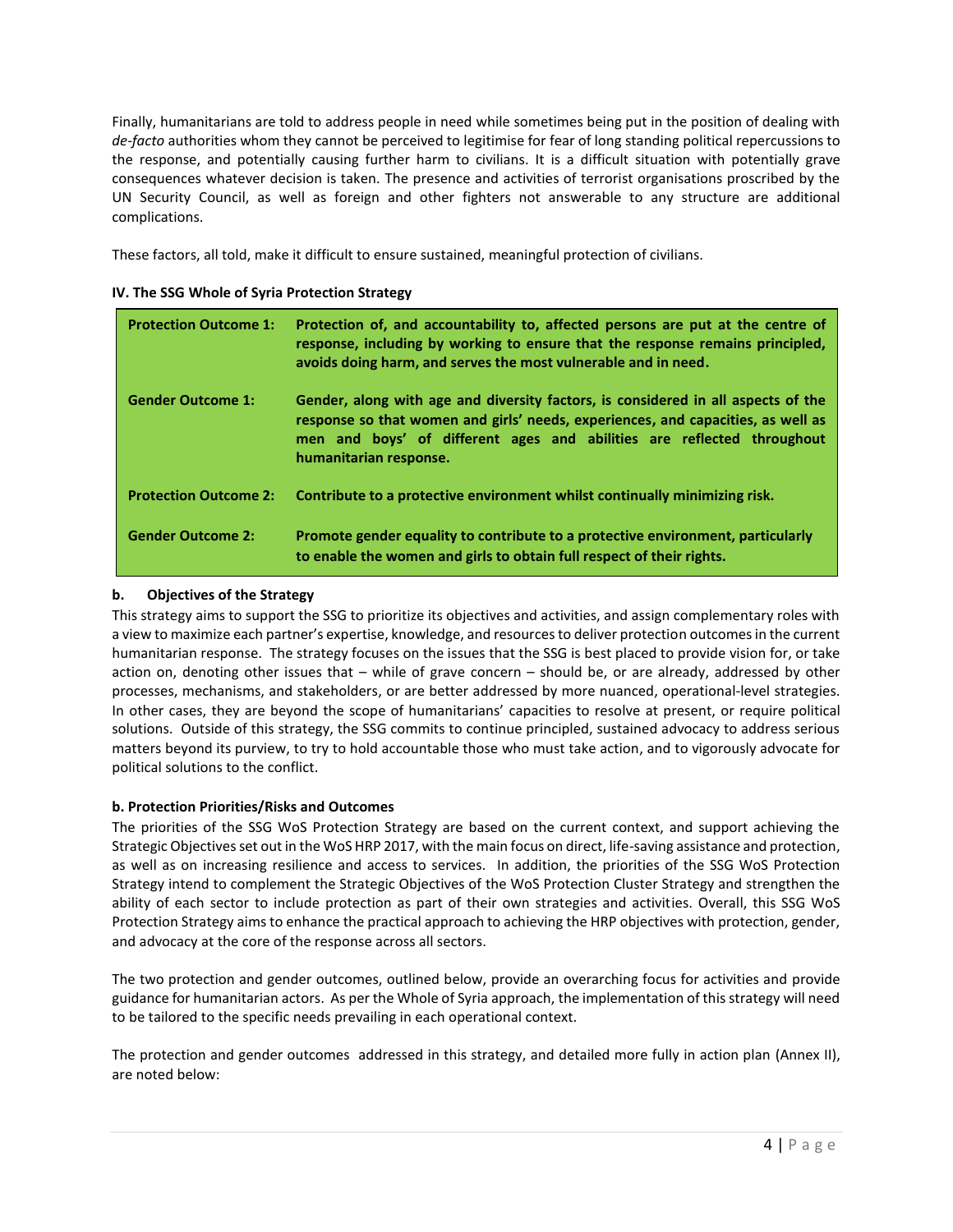Finally, humanitarians are told to address people in need while sometimes being put in the position of dealing with *de-facto* authorities whom they cannot be perceived to legitimise for fear of long standing political repercussions to the response, and potentially causing further harm to civilians. It is a difficult situation with potentially grave consequences whatever decision is taken. The presence and activities of terrorist organisations proscribed by the UN Security Council, as well as foreign and other fighters not answerable to any structure are additional complications.

These factors, all told, make it difficult to ensure sustained, meaningful protection of civilians.

**IV. The SSG Whole of Syria Protection Strategy**

| | |
|---|---|
| **Protection Outcome 1:** | **Protection of, and accountability to, affected persons are put at the centre of response, including by working to ensure that the response remains principled, avoids doing harm, and serves the most vulnerable and in need.** |
| **Gender Outcome 1:** | **Gender, along with age and diversity factors, is considered in all aspects of the response so that women and girls' needs, experiences, and capacities, as well as men and boys' of different ages and abilities are reflected throughout humanitarian response.** |
| **Protection Outcome 2:** | **Contribute to a protective environment whilst continually minimizing risk.** |
| **Gender Outcome 2:** | **Promote gender equality to contribute to a protective environment, particularly to enable the women and girls to obtain full respect of their rights.** |

**b. Objectives of the Strategy**

This strategy aims to support the SSG to prioritize its objectives and activities, and assign complementary roles with a view to maximize each partner's expertise, knowledge, and resources to deliver protection outcomes in the current humanitarian response. The strategy focuses on the issues that the SSG is best placed to provide vision for, or take action on, denoting other issues that – while of grave concern – should be, or are already, addressed by other processes, mechanisms, and stakeholders, or are better addressed by more nuanced, operational-level strategies. In other cases, they are beyond the scope of humanitarians' capacities to resolve at present, or require political solutions. Outside of this strategy, the SSG commits to continue principled, sustained advocacy to address serious matters beyond its purview, to try to hold accountable those who must take action, and to vigorously advocate for political solutions to the conflict.

**b. Protection Priorities/Risks and Outcomes**

The priorities of the SSG WoS Protection Strategy are based on the current context, and support achieving the Strategic Objectives set out in the WoS HRP 2017, with the main focus on direct, life-saving assistance and protection, as well as on increasing resilience and access to services. In addition, the priorities of the SSG WoS Protection Strategy intend to complement the Strategic Objectives of the WoS Protection Cluster Strategy and strengthen the ability of each sector to include protection as part of their own strategies and activities. Overall, this SSG WoS Protection Strategy aims to enhance the practical approach to achieving the HRP objectives with protection, gender, and advocacy at the core of the response across all sectors.

The two protection and gender outcomes, outlined below, provide an overarching focus for activities and provide guidance for humanitarian actors. As per the Whole of Syria approach, the implementation of this strategy will need to be tailored to the specific needs prevailing in each operational context.

The protection and gender outcomes addressed in this strategy, and detailed more fully in action plan (Annex II), are noted below: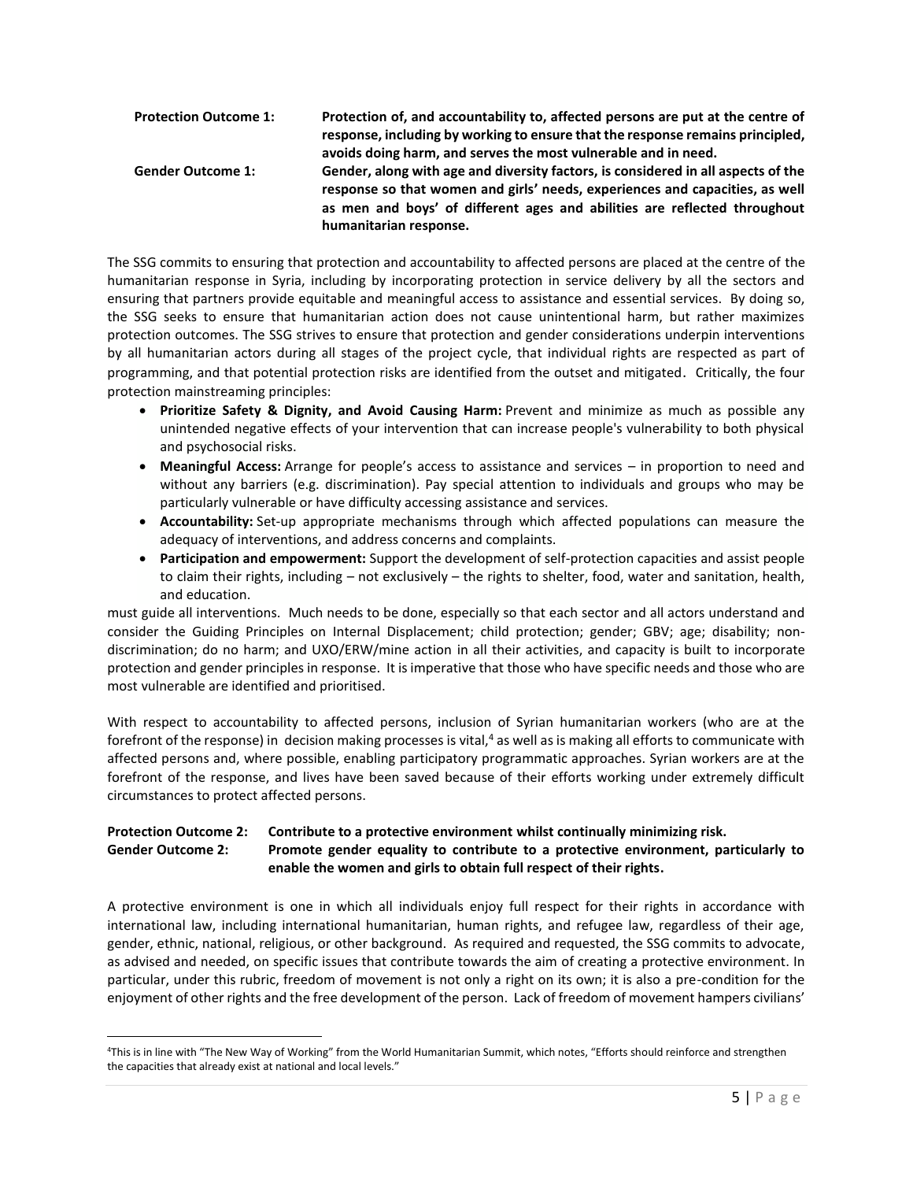**Protection Outcome 1:** **Protection of, and accountability to, affected persons are put at the centre of response, including by working to ensure that the response remains principled, avoids doing harm, and serves the most vulnerable and in need.**

**Gender Outcome 1:** **Gender, along with age and diversity factors, is considered in all aspects of the response so that women and girls' needs, experiences and capacities, as well as men and boys' of different ages and abilities are reflected throughout humanitarian response.**

The SSG commits to ensuring that protection and accountability to affected persons are placed at the centre of the humanitarian response in Syria, including by incorporating protection in service delivery by all the sectors and ensuring that partners provide equitable and meaningful access to assistance and essential services. By doing so, the SSG seeks to ensure that humanitarian action does not cause unintentional harm, but rather maximizes protection outcomes. The SSG strives to ensure that protection and gender considerations underpin interventions by all humanitarian actors during all stages of the project cycle, that individual rights are respected as part of programming, and that potential protection risks are identified from the outset and mitigated. Critically, the four protection mainstreaming principles:

- **Prioritize Safety & Dignity, and Avoid Causing Harm:** Prevent and minimize as much as possible any unintended negative effects of your intervention that can increase people's vulnerability to both physical and psychosocial risks.
- **Meaningful Access:** Arrange for people's access to assistance and services – in proportion to need and without any barriers (e.g. discrimination). Pay special attention to individuals and groups who may be particularly vulnerable or have difficulty accessing assistance and services.
- **Accountability:** Set-up appropriate mechanisms through which affected populations can measure the adequacy of interventions, and address concerns and complaints.
- **Participation and empowerment:** Support the development of self-protection capacities and assist people to claim their rights, including – not exclusively – the rights to shelter, food, water and sanitation, health, and education.

must guide all interventions. Much needs to be done, especially so that each sector and all actors understand and consider the Guiding Principles on Internal Displacement; child protection; gender; GBV; age; disability; non-discrimination; do no harm; and UXO/ERW/mine action in all their activities, and capacity is built to incorporate protection and gender principles in response. It is imperative that those who have specific needs and those who are most vulnerable are identified and prioritised.

With respect to accountability to affected persons, inclusion of Syrian humanitarian workers (who are at the forefront of the response) in decision making processes is vital,[4] as well as is making all efforts to communicate with affected persons and, where possible, enabling participatory programmatic approaches. Syrian workers are at the forefront of the response, and lives have been saved because of their efforts working under extremely difficult circumstances to protect affected persons.

**Protection Outcome 2:** **Contribute to a protective environment whilst continually minimizing risk.**

**Gender Outcome 2:** **Promote gender equality to contribute to a protective environment, particularly to enable the women and girls to obtain full respect of their rights.**

A protective environment is one in which all individuals enjoy full respect for their rights in accordance with international law, including international humanitarian, human rights, and refugee law, regardless of their age, gender, ethnic, national, religious, or other background. As required and requested, the SSG commits to advocate, as advised and needed, on specific issues that contribute towards the aim of creating a protective environment. In particular, under this rubric, freedom of movement is not only a right on its own; it is also a pre-condition for the enjoyment of other rights and the free development of the person. Lack of freedom of movement hampers civilians'

---

[4] This is in line with "The New Way of Working" from the World Humanitarian Summit, which notes, "Efforts should reinforce and strengthen the capacities that already exist at national and local levels."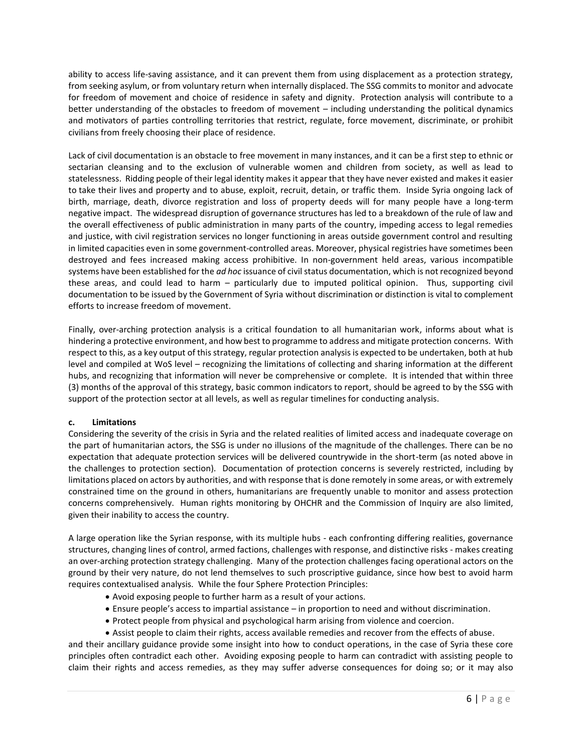ability to access life-saving assistance, and it can prevent them from using displacement as a protection strategy, from seeking asylum, or from voluntary return when internally displaced. The SSG commits to monitor and advocate for freedom of movement and choice of residence in safety and dignity. Protection analysis will contribute to a better understanding of the obstacles to freedom of movement – including understanding the political dynamics and motivators of parties controlling territories that restrict, regulate, force movement, discriminate, or prohibit civilians from freely choosing their place of residence.

Lack of civil documentation is an obstacle to free movement in many instances, and it can be a first step to ethnic or sectarian cleansing and to the exclusion of vulnerable women and children from society, as well as lead to statelessness. Ridding people of their legal identity makes it appear that they have never existed and makes it easier to take their lives and property and to abuse, exploit, recruit, detain, or traffic them. Inside Syria ongoing lack of birth, marriage, death, divorce registration and loss of property deeds will for many people have a long-term negative impact. The widespread disruption of governance structures has led to a breakdown of the rule of law and the overall effectiveness of public administration in many parts of the country, impeding access to legal remedies and justice, with civil registration services no longer functioning in areas outside government control and resulting in limited capacities even in some government-controlled areas. Moreover, physical registries have sometimes been destroyed and fees increased making access prohibitive. In non-government held areas, various incompatible systems have been established for the *ad hoc* issuance of civil status documentation, which is not recognized beyond these areas, and could lead to harm – particularly due to imputed political opinion. Thus, supporting civil documentation to be issued by the Government of Syria without discrimination or distinction is vital to complement efforts to increase freedom of movement.

Finally, over-arching protection analysis is a critical foundation to all humanitarian work, informs about what is hindering a protective environment, and how best to programme to address and mitigate protection concerns. With respect to this, as a key output of this strategy, regular protection analysis is expected to be undertaken, both at hub level and compiled at WoS level – recognizing the limitations of collecting and sharing information at the different hubs, and recognizing that information will never be comprehensive or complete. It is intended that within three (3) months of the approval of this strategy, basic common indicators to report, should be agreed to by the SSG with support of the protection sector at all levels, as well as regular timelines for conducting analysis.

**c. Limitations**

Considering the severity of the crisis in Syria and the related realities of limited access and inadequate coverage on the part of humanitarian actors, the SSG is under no illusions of the magnitude of the challenges. There can be no expectation that adequate protection services will be delivered countrywide in the short-term (as noted above in the challenges to protection section). Documentation of protection concerns is severely restricted, including by limitations placed on actors by authorities, and with response that is done remotely in some areas, or with extremely constrained time on the ground in others, humanitarians are frequently unable to monitor and assess protection concerns comprehensively. Human rights monitoring by OHCHR and the Commission of Inquiry are also limited, given their inability to access the country.

A large operation like the Syrian response, with its multiple hubs - each confronting differing realities, governance structures, changing lines of control, armed factions, challenges with response, and distinctive risks - makes creating an over-arching protection strategy challenging. Many of the protection challenges facing operational actors on the ground by their very nature, do not lend themselves to such proscriptive guidance, since how best to avoid harm requires contextualised analysis. While the four Sphere Protection Principles:

- Avoid exposing people to further harm as a result of your actions.
- Ensure people's access to impartial assistance – in proportion to need and without discrimination.
- Protect people from physical and psychological harm arising from violence and coercion.
- Assist people to claim their rights, access available remedies and recover from the effects of abuse.

and their ancillary guidance provide some insight into how to conduct operations, in the case of Syria these core principles often contradict each other. Avoiding exposing people to harm can contradict with assisting people to claim their rights and access remedies, as they may suffer adverse consequences for doing so; or it may also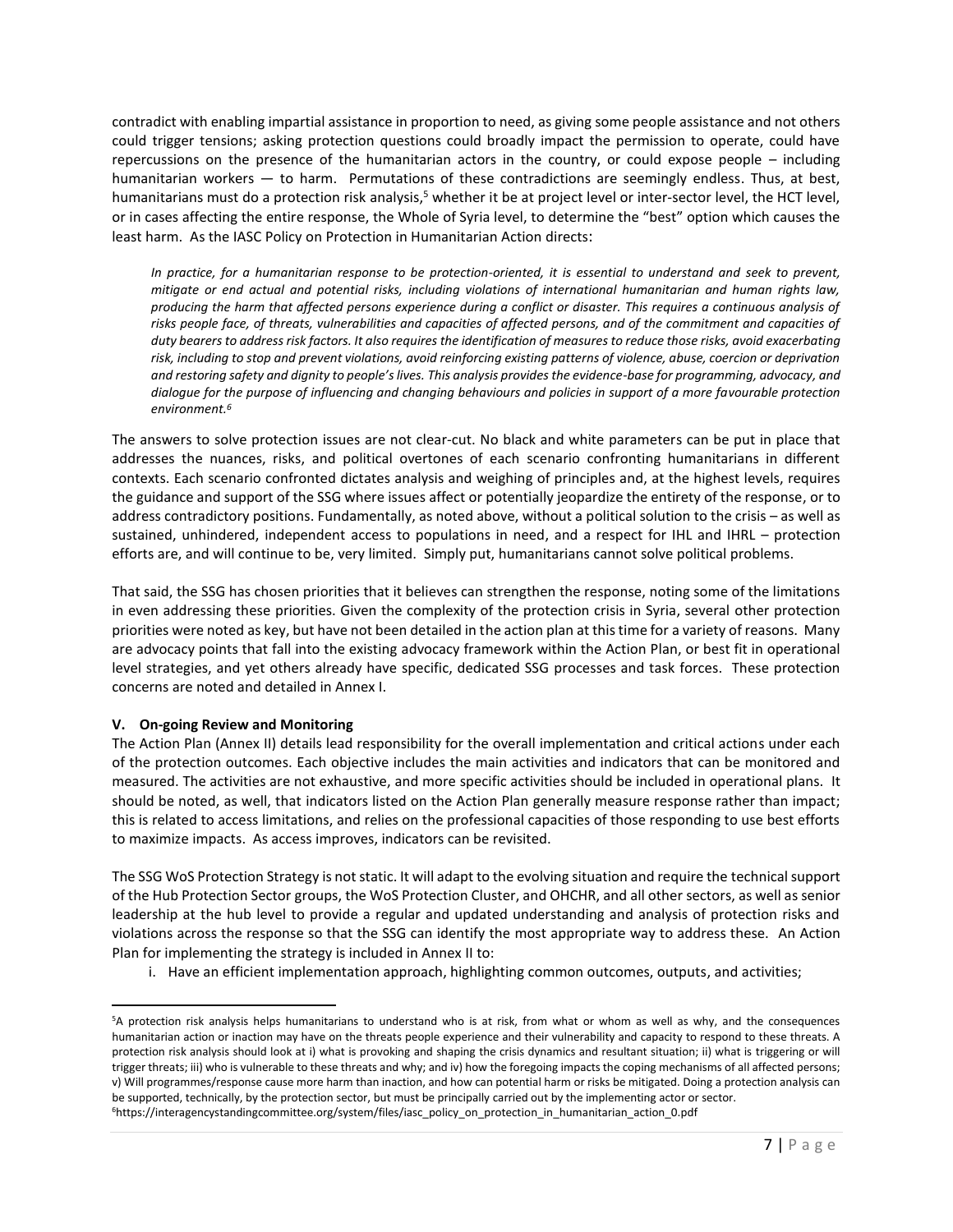contradict with enabling impartial assistance in proportion to need, as giving some people assistance and not others could trigger tensions; asking protection questions could broadly impact the permission to operate, could have repercussions on the presence of the humanitarian actors in the country, or could expose people – including humanitarian workers — to harm. Permutations of these contradictions are seemingly endless. Thus, at best, humanitarians must do a protection risk analysis,[5] whether it be at project level or inter-sector level, the HCT level, or in cases affecting the entire response, the Whole of Syria level, to determine the "best" option which causes the least harm. As the IASC Policy on Protection in Humanitarian Action directs:

> *In practice, for a humanitarian response to be protection-oriented, it is essential to understand and seek to prevent, mitigate or end actual and potential risks, including violations of international humanitarian and human rights law, producing the harm that affected persons experience during a conflict or disaster. This requires a continuous analysis of risks people face, of threats, vulnerabilities and capacities of affected persons, and of the commitment and capacities of duty bearers to address risk factors. It also requires the identification of measures to reduce those risks, avoid exacerbating risk, including to stop and prevent violations, avoid reinforcing existing patterns of violence, abuse, coercion or deprivation and restoring safety and dignity to people's lives. This analysis provides the evidence-base for programming, advocacy, and dialogue for the purpose of influencing and changing behaviours and policies in support of a more favourable protection environment.*[6]

The answers to solve protection issues are not clear-cut. No black and white parameters can be put in place that addresses the nuances, risks, and political overtones of each scenario confronting humanitarians in different contexts. Each scenario confronted dictates analysis and weighing of principles and, at the highest levels, requires the guidance and support of the SSG where issues affect or potentially jeopardize the entirety of the response, or to address contradictory positions. Fundamentally, as noted above, without a political solution to the crisis – as well as sustained, unhindered, independent access to populations in need, and a respect for IHL and IHRL – protection efforts are, and will continue to be, very limited. Simply put, humanitarians cannot solve political problems.

That said, the SSG has chosen priorities that it believes can strengthen the response, noting some of the limitations in even addressing these priorities. Given the complexity of the protection crisis in Syria, several other protection priorities were noted as key, but have not been detailed in the action plan at this time for a variety of reasons. Many are advocacy points that fall into the existing advocacy framework within the Action Plan, or best fit in operational level strategies, and yet others already have specific, dedicated SSG processes and task forces. These protection concerns are noted and detailed in Annex I.

## V. On-going Review and Monitoring

The Action Plan (Annex II) details lead responsibility for the overall implementation and critical actions under each of the protection outcomes. Each objective includes the main activities and indicators that can be monitored and measured. The activities are not exhaustive, and more specific activities should be included in operational plans. It should be noted, as well, that indicators listed on the Action Plan generally measure response rather than impact; this is related to access limitations, and relies on the professional capacities of those responding to use best efforts to maximize impacts. As access improves, indicators can be revisited.

The SSG WoS Protection Strategy is not static. It will adapt to the evolving situation and require the technical support of the Hub Protection Sector groups, the WoS Protection Cluster, and OHCHR, and all other sectors, as well as senior leadership at the hub level to provide a regular and updated understanding and analysis of protection risks and violations across the response so that the SSG can identify the most appropriate way to address these. An Action Plan for implementing the strategy is included in Annex II to:

i. Have an efficient implementation approach, highlighting common outcomes, outputs, and activities;

---

[5] A protection risk analysis helps humanitarians to understand who is at risk, from what or whom as well as why, and the consequences humanitarian action or inaction may have on the threats people experience and their vulnerability and capacity to respond to these threats. A protection risk analysis should look at i) what is provoking and shaping the crisis dynamics and resultant situation; ii) what is triggering or will trigger threats; iii) who is vulnerable to these threats and why; and iv) how the foregoing impacts the coping mechanisms of all affected persons; v) Will programmes/response cause more harm than inaction, and how can potential harm or risks be mitigated. Doing a protection analysis can be supported, technically, by the protection sector, but must be principally carried out by the implementing actor or sector.

[6] https://interagencystandingcommittee.org/system/files/iasc_policy_on_protection_in_humanitarian_action_0.pdf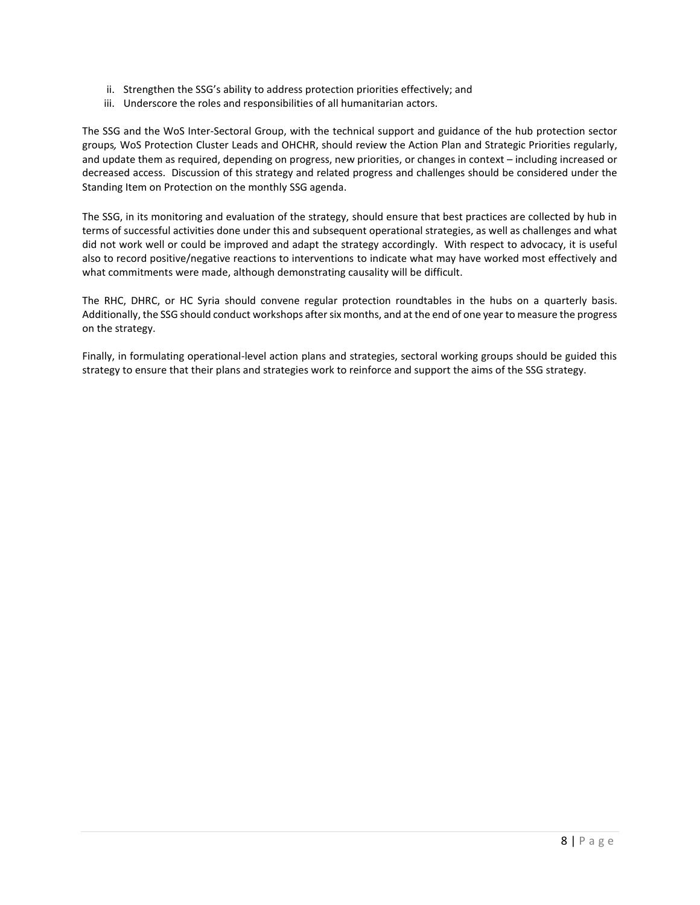ii. Strengthen the SSG's ability to address protection priorities effectively; and
iii. Underscore the roles and responsibilities of all humanitarian actors.

The SSG and the WoS Inter-Sectoral Group, with the technical support and guidance of the hub protection sector groups, WoS Protection Cluster Leads and OHCHR, should review the Action Plan and Strategic Priorities regularly, and update them as required, depending on progress, new priorities, or changes in context – including increased or decreased access. Discussion of this strategy and related progress and challenges should be considered under the Standing Item on Protection on the monthly SSG agenda.

The SSG, in its monitoring and evaluation of the strategy, should ensure that best practices are collected by hub in terms of successful activities done under this and subsequent operational strategies, as well as challenges and what did not work well or could be improved and adapt the strategy accordingly. With respect to advocacy, it is useful also to record positive/negative reactions to interventions to indicate what may have worked most effectively and what commitments were made, although demonstrating causality will be difficult.

The RHC, DHRC, or HC Syria should convene regular protection roundtables in the hubs on a quarterly basis. Additionally, the SSG should conduct workshops after six months, and at the end of one year to measure the progress on the strategy.

Finally, in formulating operational-level action plans and strategies, sectoral working groups should be guided this strategy to ensure that their plans and strategies work to reinforce and support the aims of the SSG strategy.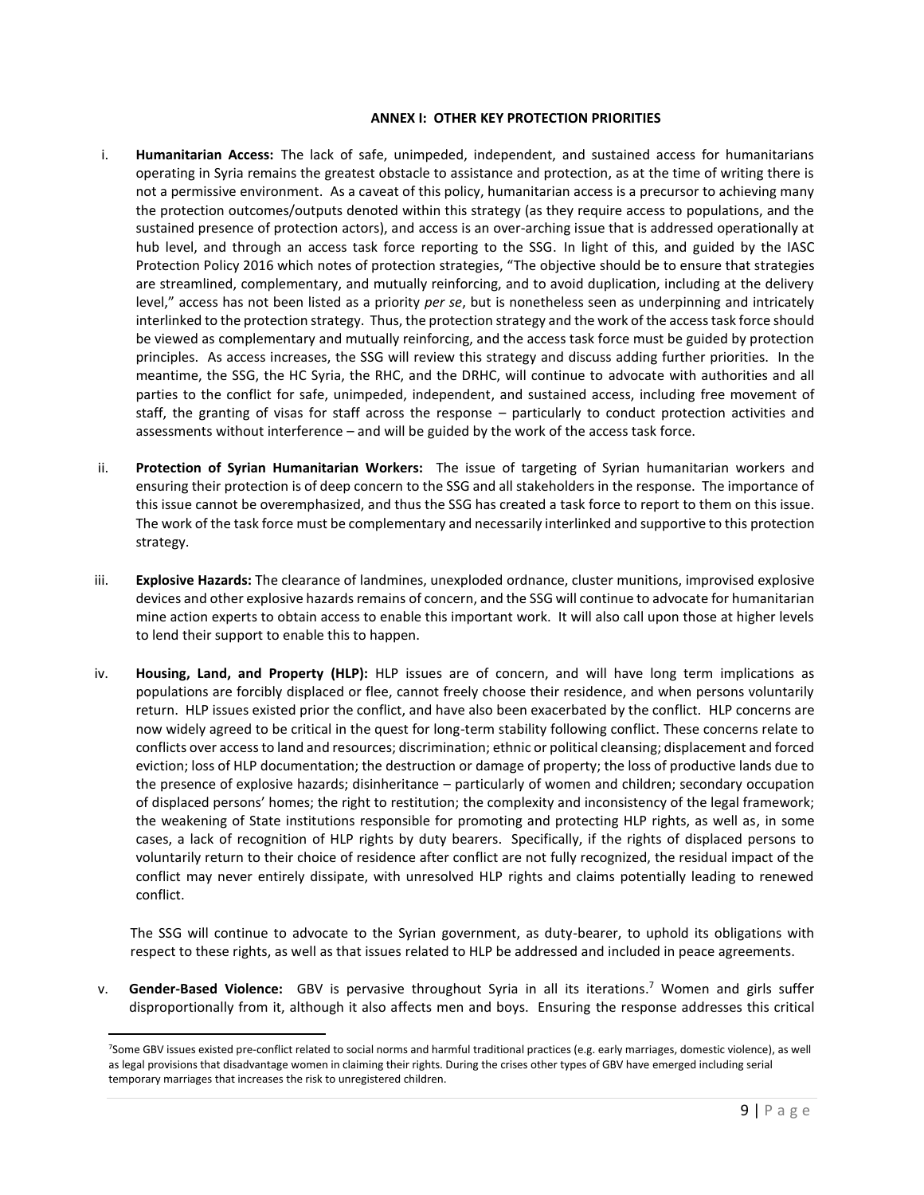## ANNEX I: OTHER KEY PROTECTION PRIORITIES

i. **Humanitarian Access:** The lack of safe, unimpeded, independent, and sustained access for humanitarians operating in Syria remains the greatest obstacle to assistance and protection, as at the time of writing there is not a permissive environment. As a caveat of this policy, humanitarian access is a precursor to achieving many the protection outcomes/outputs denoted within this strategy (as they require access to populations, and the sustained presence of protection actors), and access is an over-arching issue that is addressed operationally at hub level, and through an access task force reporting to the SSG. In light of this, and guided by the IASC Protection Policy 2016 which notes of protection strategies, "The objective should be to ensure that strategies are streamlined, complementary, and mutually reinforcing, and to avoid duplication, including at the delivery level," access has not been listed as a priority *per se*, but is nonetheless seen as underpinning and intricately interlinked to the protection strategy. Thus, the protection strategy and the work of the access task force should be viewed as complementary and mutually reinforcing, and the access task force must be guided by protection principles. As access increases, the SSG will review this strategy and discuss adding further priorities. In the meantime, the SSG, the HC Syria, the RHC, and the DRHC, will continue to advocate with authorities and all parties to the conflict for safe, unimpeded, independent, and sustained access, including free movement of staff, the granting of visas for staff across the response – particularly to conduct protection activities and assessments without interference – and will be guided by the work of the access task force.

ii. **Protection of Syrian Humanitarian Workers:** The issue of targeting of Syrian humanitarian workers and ensuring their protection is of deep concern to the SSG and all stakeholders in the response. The importance of this issue cannot be overemphasized, and thus the SSG has created a task force to report to them on this issue. The work of the task force must be complementary and necessarily interlinked and supportive to this protection strategy.

iii. **Explosive Hazards:** The clearance of landmines, unexploded ordnance, cluster munitions, improvised explosive devices and other explosive hazards remains of concern, and the SSG will continue to advocate for humanitarian mine action experts to obtain access to enable this important work. It will also call upon those at higher levels to lend their support to enable this to happen.

iv. **Housing, Land, and Property (HLP):** HLP issues are of concern, and will have long term implications as populations are forcibly displaced or flee, cannot freely choose their residence, and when persons voluntarily return. HLP issues existed prior the conflict, and have also been exacerbated by the conflict. HLP concerns are now widely agreed to be critical in the quest for long-term stability following conflict. These concerns relate to conflicts over access to land and resources; discrimination; ethnic or political cleansing; displacement and forced eviction; loss of HLP documentation; the destruction or damage of property; the loss of productive lands due to the presence of explosive hazards; disinheritance – particularly of women and children; secondary occupation of displaced persons' homes; the right to restitution; the complexity and inconsistency of the legal framework; the weakening of State institutions responsible for promoting and protecting HLP rights, as well as, in some cases, a lack of recognition of HLP rights by duty bearers. Specifically, if the rights of displaced persons to voluntarily return to their choice of residence after conflict are not fully recognized, the residual impact of the conflict may never entirely dissipate, with unresolved HLP rights and claims potentially leading to renewed conflict.

   The SSG will continue to advocate to the Syrian government, as duty-bearer, to uphold its obligations with respect to these rights, as well as that issues related to HLP be addressed and included in peace agreements.

v. **Gender-Based Violence:** GBV is pervasive throughout Syria in all its iterations.[7] Women and girls suffer disproportionally from it, although it also affects men and boys. Ensuring the response addresses this critical

---

[7] Some GBV issues existed pre-conflict related to social norms and harmful traditional practices (e.g. early marriages, domestic violence), as well as legal provisions that disadvantage women in claiming their rights. During the crises other types of GBV have emerged including serial temporary marriages that increases the risk to unregistered children.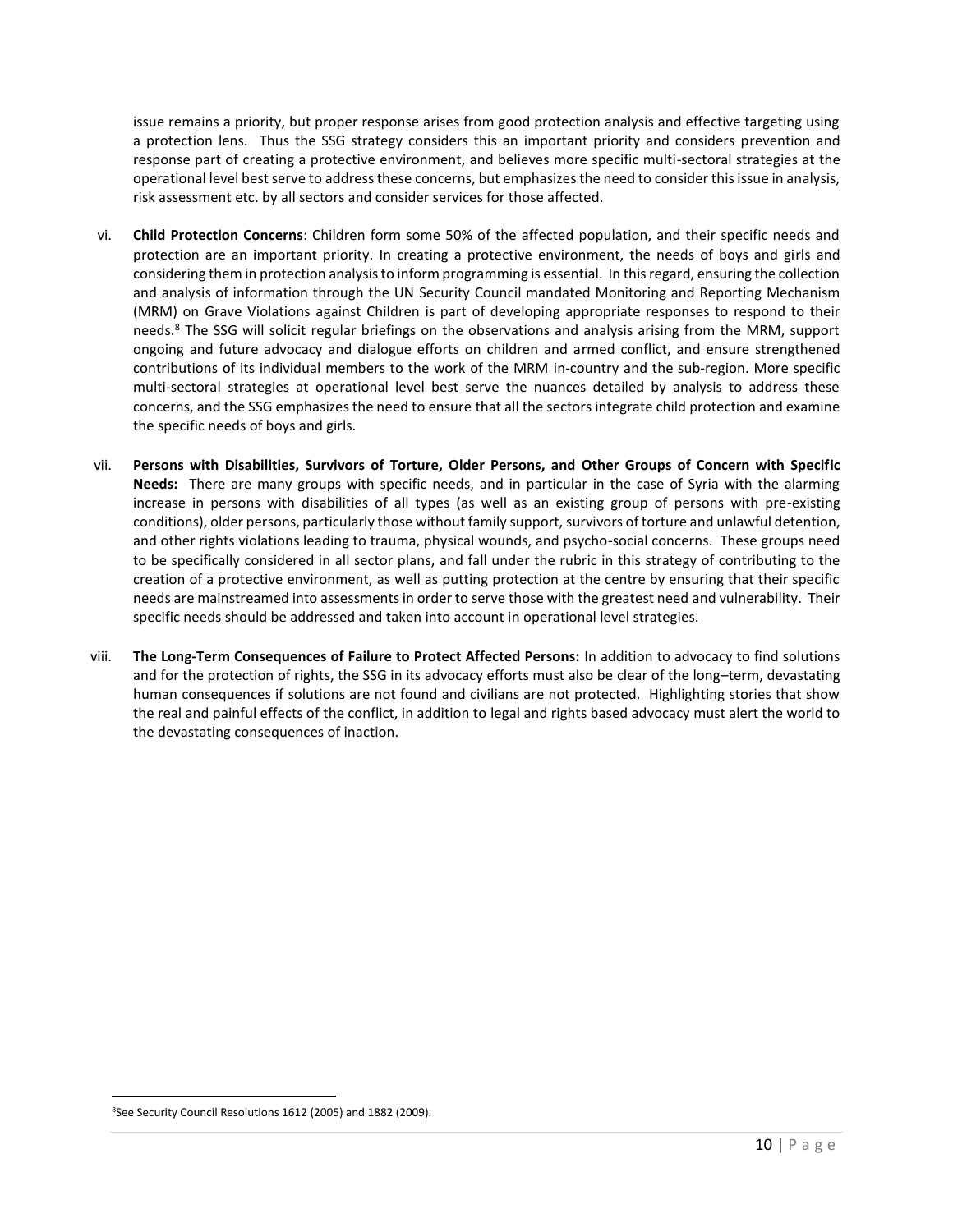issue remains a priority, but proper response arises from good protection analysis and effective targeting using a protection lens. Thus the SSG strategy considers this an important priority and considers prevention and response part of creating a protective environment, and believes more specific multi-sectoral strategies at the operational level best serve to address these concerns, but emphasizes the need to consider this issue in analysis, risk assessment etc. by all sectors and consider services for those affected.

vi. **Child Protection Concerns**: Children form some 50% of the affected population, and their specific needs and protection are an important priority. In creating a protective environment, the needs of boys and girls and considering them in protection analysis to inform programming is essential. In this regard, ensuring the collection and analysis of information through the UN Security Council mandated Monitoring and Reporting Mechanism (MRM) on Grave Violations against Children is part of developing appropriate responses to respond to their needs.[8] The SSG will solicit regular briefings on the observations and analysis arising from the MRM, support ongoing and future advocacy and dialogue efforts on children and armed conflict, and ensure strengthened contributions of its individual members to the work of the MRM in-country and the sub-region. More specific multi-sectoral strategies at operational level best serve the nuances detailed by analysis to address these concerns, and the SSG emphasizes the need to ensure that all the sectors integrate child protection and examine the specific needs of boys and girls.

vii. **Persons with Disabilities, Survivors of Torture, Older Persons, and Other Groups of Concern with Specific Needs:** There are many groups with specific needs, and in particular in the case of Syria with the alarming increase in persons with disabilities of all types (as well as an existing group of persons with pre-existing conditions), older persons, particularly those without family support, survivors of torture and unlawful detention, and other rights violations leading to trauma, physical wounds, and psycho-social concerns. These groups need to be specifically considered in all sector plans, and fall under the rubric in this strategy of contributing to the creation of a protective environment, as well as putting protection at the centre by ensuring that their specific needs are mainstreamed into assessments in order to serve those with the greatest need and vulnerability. Their specific needs should be addressed and taken into account in operational level strategies.

viii. **The Long-Term Consequences of Failure to Protect Affected Persons:** In addition to advocacy to find solutions and for the protection of rights, the SSG in its advocacy efforts must also be clear of the long–term, devastating human consequences if solutions are not found and civilians are not protected. Highlighting stories that show the real and painful effects of the conflict, in addition to legal and rights based advocacy must alert the world to the devastating consequences of inaction.

[8] See Security Council Resolutions 1612 (2005) and 1882 (2009).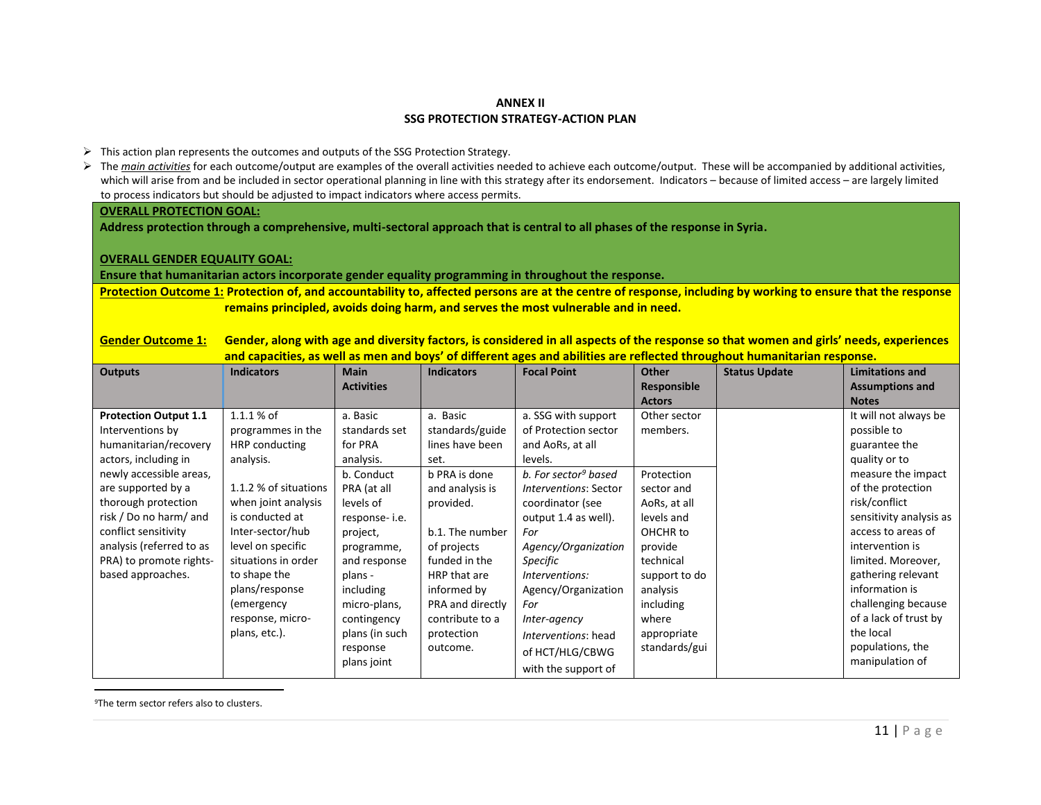**ANNEX II**
**SSG PROTECTION STRATEGY-ACTION PLAN**

- This action plan represents the outcomes and outputs of the SSG Protection Strategy.
- The *main activities* for each outcome/output are examples of the overall activities needed to achieve each outcome/output. These will be accompanied by additional activities, which will arise from and be included in sector operational planning in line with this strategy after its endorsement. Indicators – because of limited access – are largely limited to process indicators but should be adjusted to impact indicators where access permits.

**OVERALL PROTECTION GOAL:**
**Address protection through a comprehensive, multi-sectoral approach that is central to all phases of the response in Syria.**

**OVERALL GENDER EQUALITY GOAL:**
**Ensure that humanitarian actors incorporate gender equality programming in throughout the response.**

**Protection Outcome 1: Protection of, and accountability to, affected persons are at the centre of response, including by working to ensure that the response remains principled, avoids doing harm, and serves the most vulnerable and in need.**

**Gender Outcome 1: Gender, along with age and diversity factors, is considered in all aspects of the response so that women and girls' needs, experiences and capacities, as well as men and boys' of different ages and abilities are reflected throughout humanitarian response.**

| Outputs | Indicators | Main Activities | Indicators | Focal Point | Other Responsible Actors | Status Update | Limitations and Assumptions and Notes |
|---|---|---|---|---|---|---|---|
| **Protection Output 1.1** Interventions by humanitarian/recovery actors, including in newly accessible areas, are supported by a thorough protection risk / Do no harm/ and conflict sensitivity analysis (referred to as PRA) to promote rights-based approaches. | 1.1.1 % of programmes in the HRP conducting analysis.<br><br>1.1.2 % of situations when joint analysis is conducted at Inter-sector/hub level on specific situations in order to shape the plans/response (emergency response, micro-plans, etc.). | a. Basic standards set for PRA analysis. | a. Basic standards/guidelines have been set. | a. SSG with support of Protection sector and AoRs, at all levels. | Other sector members. | | It will not always be possible to guarantee the quality or to measure the impact of the protection risk/conflict sensitivity analysis as access to areas of intervention is limited. Moreover, gathering relevant information is challenging because of a lack of trust by the local populations, the manipulation of |
| | | b. Conduct PRA (at all levels of response- i.e. project, programme, and response plans - including micro-plans, contingency plans (in such response plans joint | b PRA is done and analysis is provided.<br><br>b.1. The number of projects funded in the HRP that are informed by PRA and directly contribute to a protection outcome. | *b. For sector[9] based Interventions*: Sector coordinator (see output 1.4 as well). *For Agency/Organization Specific Interventions:* Agency/Organization *For Inter-agency Interventions*: head of HCT/HLG/CBWG with the support of | Protection sector and AoRs, at all levels and OHCHR to provide technical support to do analysis including where appropriate standards/gui | | |

[9]The term sector refers also to clusters.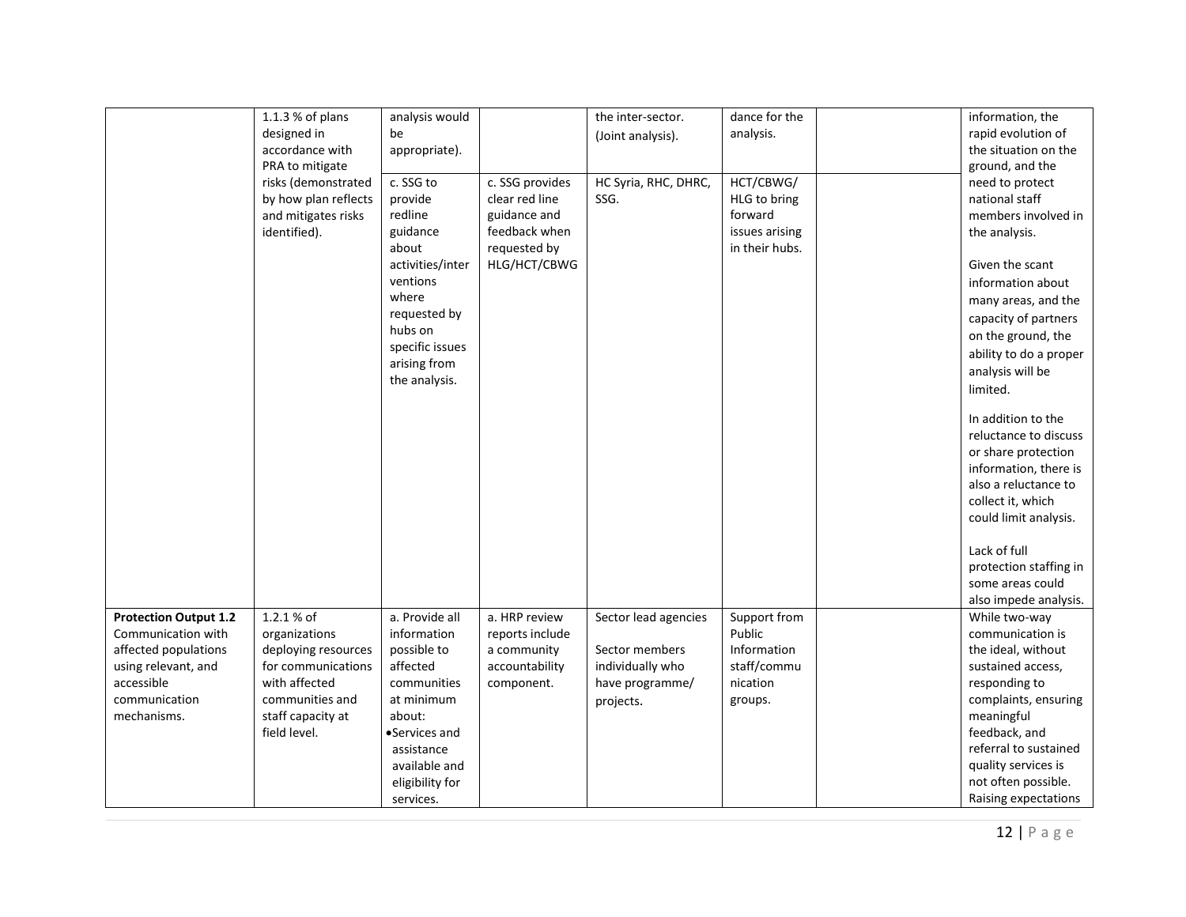| | | | | | | | |
|---|---|---|---|---|---|---|---|
| | 1.1.3 % of plans designed in accordance with PRA to mitigate risks (demonstrated by how plan reflects and mitigates risks identified). | analysis would be appropriate). | | the inter-sector. (Joint analysis). | dance for the analysis. | | information, the rapid evolution of the situation on the ground, and the need to protect national staff members involved in the analysis.<br><br>Given the scant information about many areas, and the capacity of partners on the ground, the ability to do a proper analysis will be limited.<br><br>In addition to the reluctance to discuss or share protection information, there is also a reluctance to collect it, which could limit analysis.<br><br>Lack of full protection staffing in some areas could also impede analysis. |
| | | c. SSG to provide redline guidance about activities/interventions where requested by hubs on specific issues arising from the analysis. | c. SSG provides clear red line guidance and feedback when requested by HLG/HCT/CBWG | HC Syria, RHC, DHRC, SSG. | HCT/CBWG/ HLG to bring forward issues arising in their hubs. | | |
| **Protection Output 1.2** Communication with affected populations using relevant, and accessible communication mechanisms. | 1.2.1 % of organizations deploying resources for communications with affected communities and staff capacity at field level. | a. Provide all information possible to affected communities at minimum about:<br>• Services and assistance available and eligibility for services. | a. HRP review reports include a community accountability component. | Sector lead agencies<br><br>Sector members individually who have programme/ projects. | Support from Public Information staff/communication groups. | | While two-way communication is the ideal, without sustained access, responding to complaints, ensuring meaningful feedback, and referral to sustained quality services is not often possible. Raising expectations |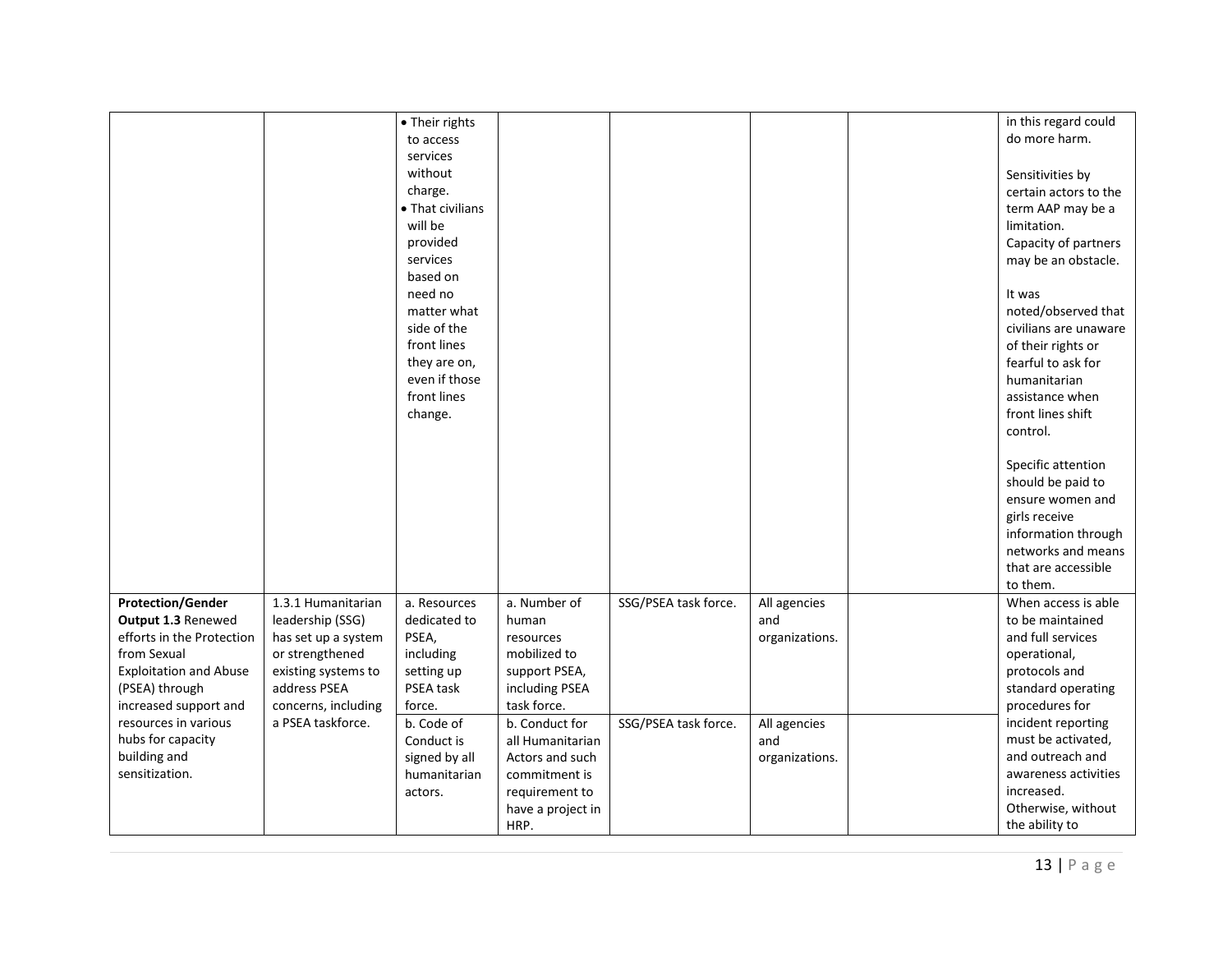| | | | | | | | |
|---|---|---|---|---|---|---|---|
| | | • Their rights to access services without charge.<br>• That civilians will be provided services based on need no matter what side of the front lines they are on, even if those front lines change. | | | | | in this regard could do more harm.<br><br>Sensitivities by certain actors to the term AAP may be a limitation.<br>Capacity of partners may be an obstacle.<br><br>It was noted/observed that civilians are unaware of their rights or fearful to ask for humanitarian assistance when front lines shift control.<br><br>Specific attention should be paid to ensure women and girls receive information through networks and means that are accessible to them. |
| **Protection/Gender Output 1.3** Renewed efforts in the Protection from Sexual Exploitation and Abuse (PSEA) through increased support and resources in various hubs for capacity building and sensitization. | 1.3.1 Humanitarian leadership (SSG) has set up a system or strengthened existing systems to address PSEA concerns, including a PSEA taskforce. | a. Resources dedicated to PSEA, including setting up PSEA task force. | a. Number of human resources mobilized to support PSEA, including PSEA task force. | SSG/PSEA task force. | All agencies and organizations. | | When access is able to be maintained and full services operational, protocols and standard operating procedures for incident reporting must be activated, and outreach and awareness activities increased. Otherwise, without the ability to |
| | | b. Code of Conduct is signed by all humanitarian actors. | b. Conduct for all Humanitarian Actors and such commitment is requirement to have a project in HRP. | SSG/PSEA task force. | All agencies and organizations. | | |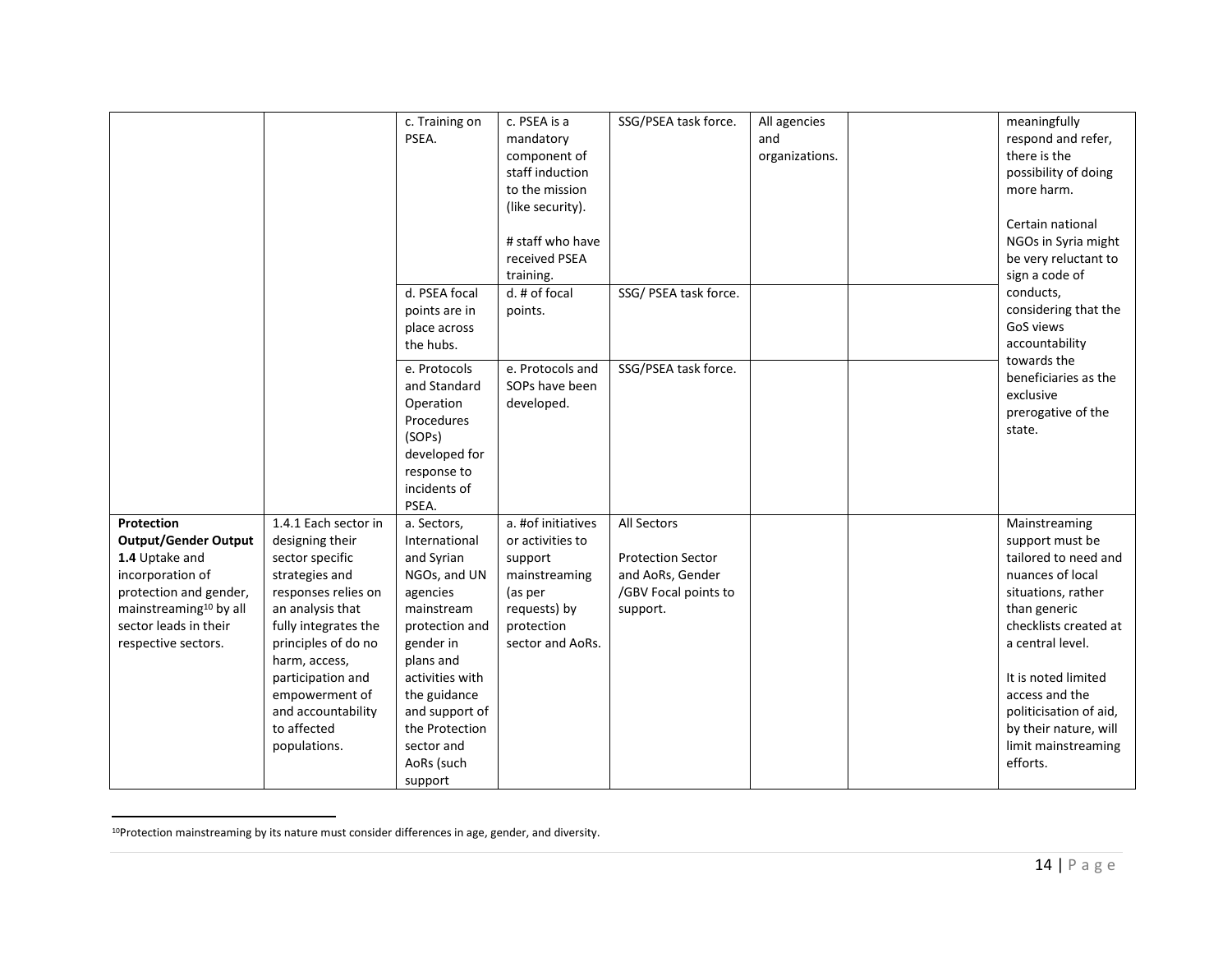| | | | | | | | |
|---|---|---|---|---|---|---|---|
| | | c. Training on PSEA. | c. PSEA is a mandatory component of staff induction to the mission (like security).<br><br># staff who have received PSEA training. | SSG/PSEA task force. | All agencies and organizations. | | meaningfully respond and refer, there is the possibility of doing more harm.<br><br>Certain national NGOs in Syria might be very reluctant to sign a code of conducts, considering that the GoS views accountability towards the beneficiaries as the exclusive prerogative of the state. |
| | | d. PSEA focal points are in place across the hubs. | d. # of focal points. | SSG/ PSEA task force. | | | |
| | | e. Protocols and Standard Operation Procedures (SOPs) developed for response to incidents of PSEA. | e. Protocols and SOPs have been developed. | SSG/PSEA task force. | | | |
| **Protection Output/Gender Output 1.4** Uptake and incorporation of protection and gender, mainstreaming[10] by all sector leads in their respective sectors. | 1.4.1 Each sector in designing their sector specific strategies and responses relies on an analysis that fully integrates the principles of do no harm, access, participation and empowerment of and accountability to affected populations. | a. Sectors, International and Syrian NGOs, and UN agencies mainstream protection and gender in plans and activities with the guidance and support of the Protection sector and AoRs (such support | a. #of initiatives or activities to support mainstreaming (as per requests) by protection sector and AoRs. | All Sectors<br><br>Protection Sector and AoRs, Gender /GBV Focal points to support. | | | Mainstreaming support must be tailored to need and nuances of local situations, rather than generic checklists created at a central level.<br><br>It is noted limited access and the politicisation of aid, by their nature, will limit mainstreaming efforts. |

[10]Protection mainstreaming by its nature must consider differences in age, gender, and diversity.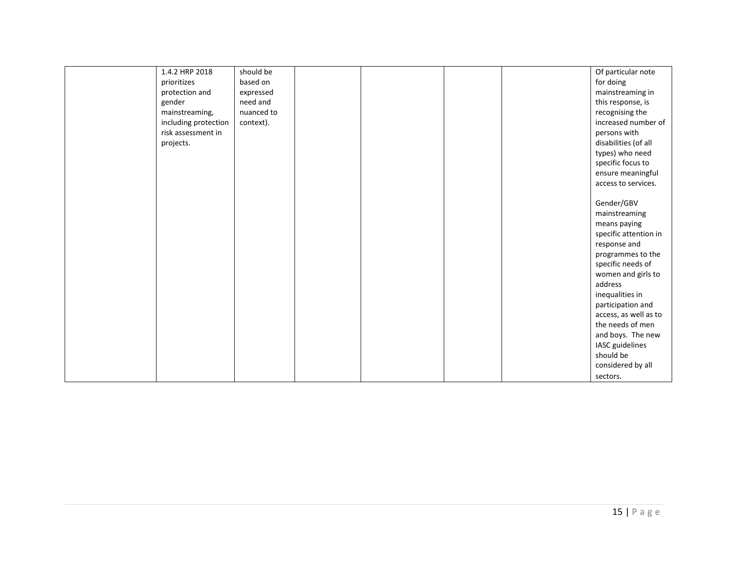| | | | | | | | |
|---|---|---|---|---|---|---|---|
| | 1.4.2 HRP 2018 prioritizes protection and gender mainstreaming, including protection risk assessment in projects. | should be based on expressed need and nuanced to context). | | | | | Of particular note for doing mainstreaming in this response, is recognising the increased number of persons with disabilities (of all types) who need specific focus to ensure meaningful access to services.<br><br>Gender/GBV mainstreaming means paying specific attention in response and programmes to the specific needs of women and girls to address inequalities in participation and access, as well as to the needs of men and boys. The new IASC guidelines should be considered by all sectors. |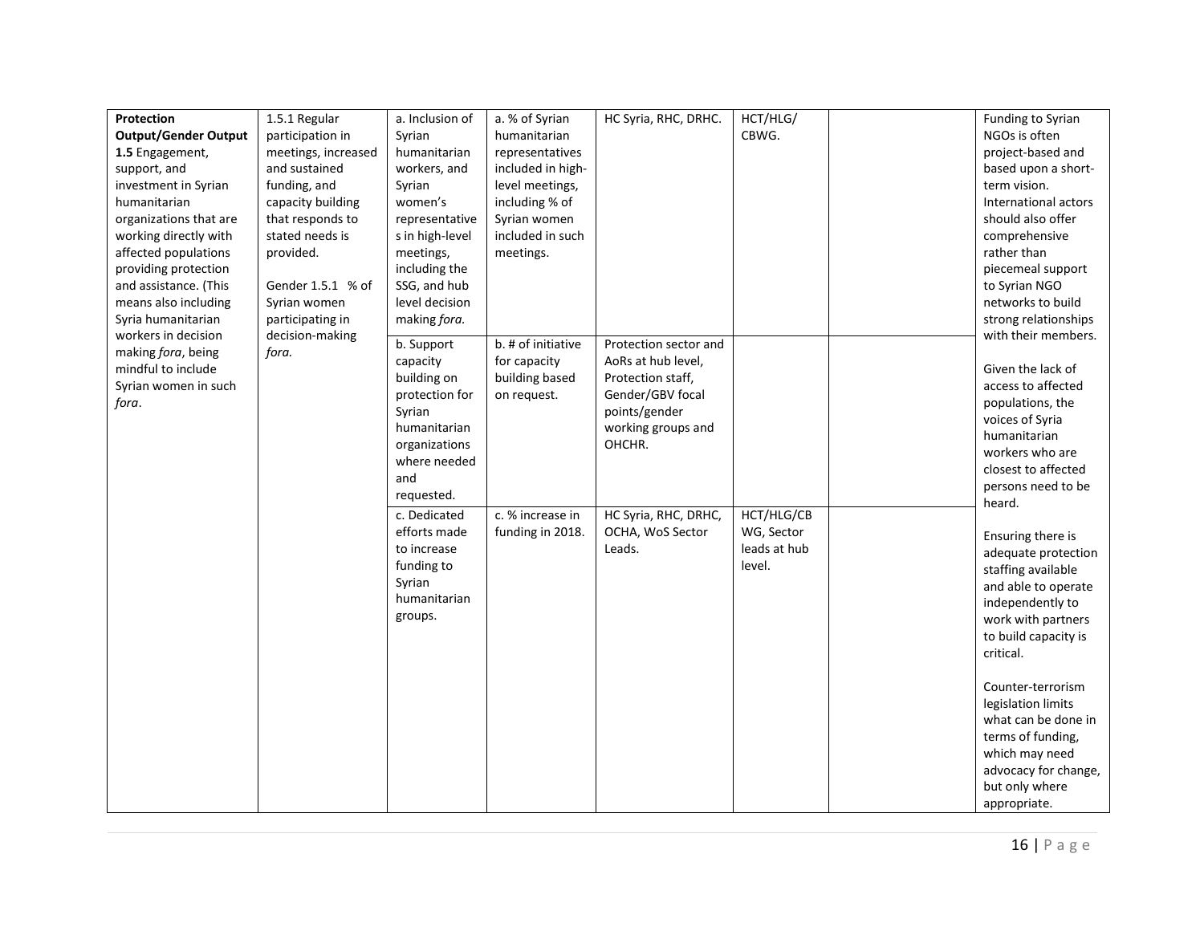| | | | | | | | |
|---|---|---|---|---|---|---|---|
| **Protection Output/Gender Output 1.5** Engagement, support, and investment in Syrian humanitarian organizations that are working directly with affected populations providing protection and assistance. (This means also including Syria humanitarian workers in decision making *fora*, being mindful to include Syrian women in such *fora*. | 1.5.1 Regular participation in meetings, increased and sustained funding, and capacity building that responds to stated needs is provided.<br><br>Gender 1.5.1 % of Syrian women participating in decision-making *fora.* | a. Inclusion of Syrian humanitarian workers, and Syrian women's representatives in high-level meetings, including the SSG, and hub level decision making *fora.* | a. % of Syrian humanitarian representatives included in high-level meetings, including % of Syrian women included in such meetings. | HC Syria, RHC, DRHC. | HCT/HLG/ CBWG. | | Funding to Syrian NGOs is often project-based and based upon a short-term vision. International actors should also offer comprehensive rather than piecemeal support to Syrian NGO networks to build strong relationships with their members.<br><br>Given the lack of access to affected populations, the voices of Syria humanitarian workers who are closest to affected persons need to be heard.<br><br>Ensuring there is adequate protection staffing available and able to operate independently to work with partners to build capacity is critical.<br><br>Counter-terrorism legislation limits what can be done in terms of funding, which may need advocacy for change, but only where appropriate. |
| | | b. Support capacity building on protection for Syrian humanitarian organizations where needed and requested. | b. # of initiative for capacity building based on request. | Protection sector and AoRs at hub level, Protection staff, Gender/GBV focal points/gender working groups and OHCHR. | | | |
| | | c. Dedicated efforts made to increase funding to Syrian humanitarian groups. | c. % increase in funding in 2018. | HC Syria, RHC, DRHC, OCHA, WoS Sector Leads. | HCT/HLG/CB WG, Sector leads at hub level. | | |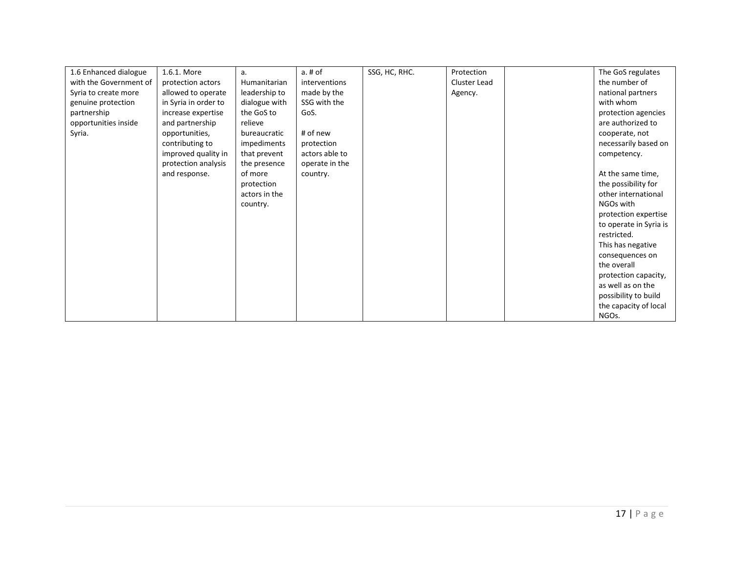| | | | | | | | |
|---|---|---|---|---|---|---|---|
| 1.6 Enhanced dialogue with the Government of Syria to create more genuine protection partnership opportunities inside Syria. | 1.6.1. More protection actors allowed to operate in Syria in order to increase expertise and partnership opportunities, contributing to improved quality in protection analysis and response. | a. Humanitarian leadership to dialogue with the GoS to relieve bureaucratic impediments that prevent the presence of more protection actors in the country. | a. # of interventions made by the SSG with the GoS.<br><br># of new protection actors able to operate in the country. | SSG, HC, RHC. | Protection Cluster Lead Agency. | | The GoS regulates the number of national partners with whom protection agencies are authorized to cooperate, not necessarily based on competency.<br><br>At the same time, the possibility for other international NGOs with protection expertise to operate in Syria is restricted.<br>This has negative consequences on the overall protection capacity, as well as on the possibility to build the capacity of local NGOs. |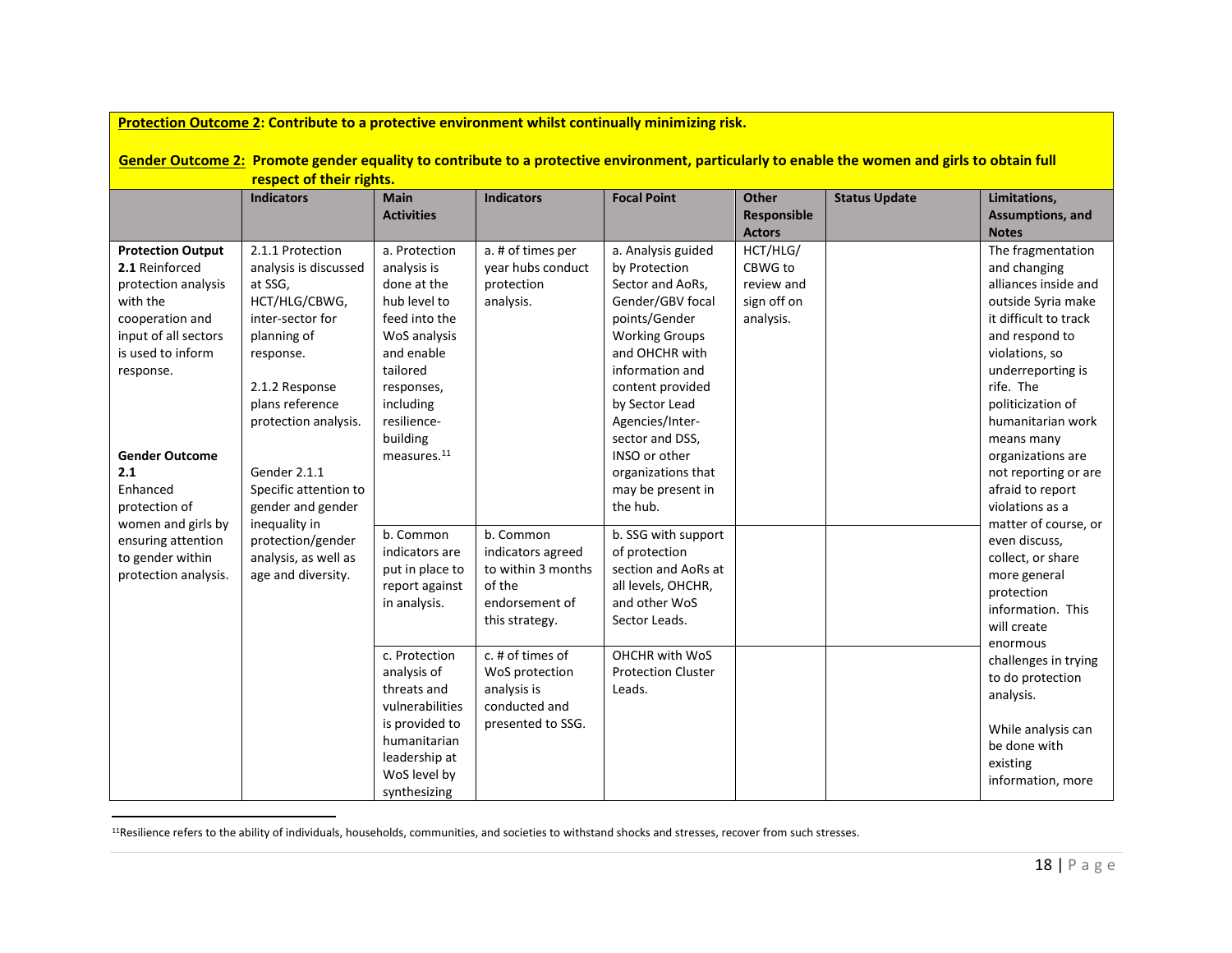**Protection Outcome 2: Contribute to a protective environment whilst continually minimizing risk.**

**Gender Outcome 2: Promote gender equality to contribute to a protective environment, particularly to enable the women and girls to obtain full respect of their rights.**

| | Indicators | Main Activities | Indicators | Focal Point | Other Responsible Actors | Status Update | Limitations, Assumptions, and Notes |
|---|---|---|---|---|---|---|---|
| **Protection Output 2.1** Reinforced protection analysis with the cooperation and input of all sectors is used to inform response.<br><br>**Gender Outcome 2.1** Enhanced protection of women and girls by ensuring attention to gender within protection analysis. | 2.1.1 Protection analysis is discussed at SSG, HCT/HLG/CBWG, inter-sector for planning of response.<br><br>2.1.2 Response plans reference protection analysis.<br><br>Gender 2.1.1 Specific attention to gender and gender inequality in protection/gender analysis, as well as age and diversity. | a. Protection analysis is done at the hub level to feed into the WoS analysis and enable tailored responses, including resilience-building measures.[11] | a. # of times per year hubs conduct protection analysis. | a. Analysis guided by Protection Sector and AoRs, Gender/GBV focal points/Gender Working Groups and OHCHR with information and content provided by Sector Lead Agencies/Inter-sector and DSS, INSO or other organizations that may be present in the hub. | HCT/HLG/ CBWG to review and sign off on analysis. | | The fragmentation and changing alliances inside and outside Syria make it difficult to track and respond to violations, so underreporting is rife. The politicization of humanitarian work means many organizations are not reporting or are afraid to report violations as a matter of course, or even discuss, collect, or share more general protection information. This will create enormous challenges in trying to do protection analysis.<br><br>While analysis can be done with existing information, more |
| | | b. Common indicators are put in place to report against in analysis. | b. Common indicators agreed to within 3 months of the endorsement of this strategy. | b. SSG with support of protection section and AoRs at all levels, OHCHR, and other WoS Sector Leads. | | | |
| | | c. Protection analysis of threats and vulnerabilities is provided to humanitarian leadership at WoS level by synthesizing | c. # of times of WoS protection analysis is conducted and presented to SSG. | OHCHR with WoS Protection Cluster Leads. | | | |

[11]Resilience refers to the ability of individuals, households, communities, and societies to withstand shocks and stresses, recover from such stresses.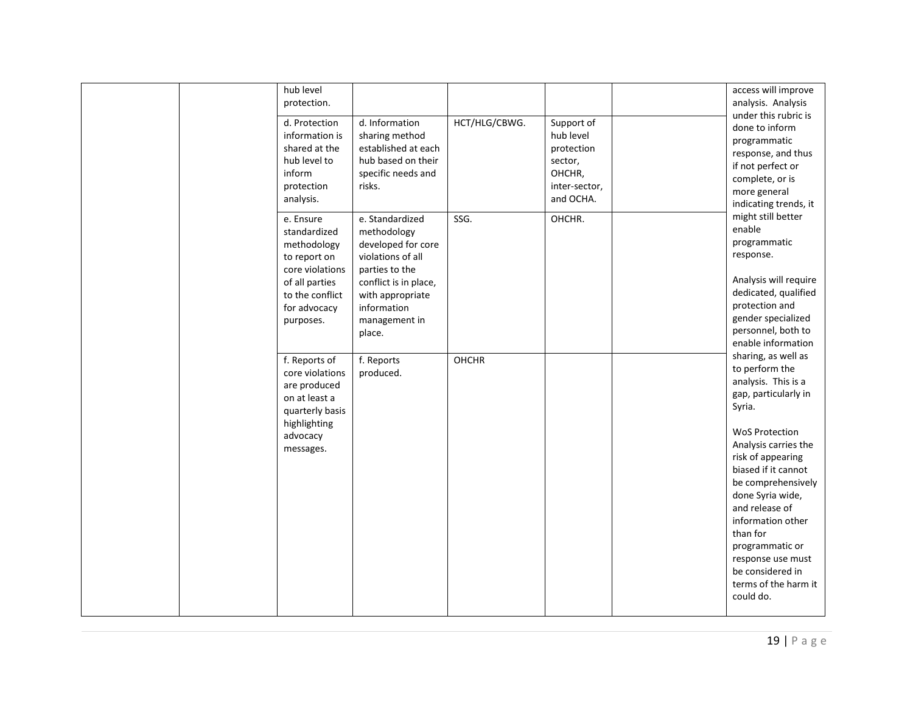| | | | | | | |
|---|---|---|---|---|---|---|
| | | hub level protection. | | | | access will improve analysis. Analysis under this rubric is done to inform programmatic response, and thus if not perfect or complete, or is more general indicating trends, it might still better enable programmatic response.<br><br>Analysis will require dedicated, qualified protection and gender specialized personnel, both to enable information sharing, as well as to perform the analysis. This is a gap, particularly in Syria.<br><br>WoS Protection Analysis carries the risk of appearing biased if it cannot be comprehensively done Syria wide, and release of information other than for programmatic or response use must be considered in terms of the harm it could do. |
| | | d. Protection information is shared at the hub level to inform protection analysis. | d. Information sharing method established at each hub based on their specific needs and risks. | HCT/HLG/CBWG. | Support of hub level protection sector, OHCHR, inter-sector, and OCHA. | | |
| | | e. Ensure standardized methodology to report on core violations of all parties to the conflict for advocacy purposes. | e. Standardized methodology developed for core violations of all parties to the conflict is in place, with appropriate information management in place. | SSG. | OHCHR. | | |
| | | f. Reports of core violations are produced on at least a quarterly basis highlighting advocacy messages. | f. Reports produced. | OHCHR | | | |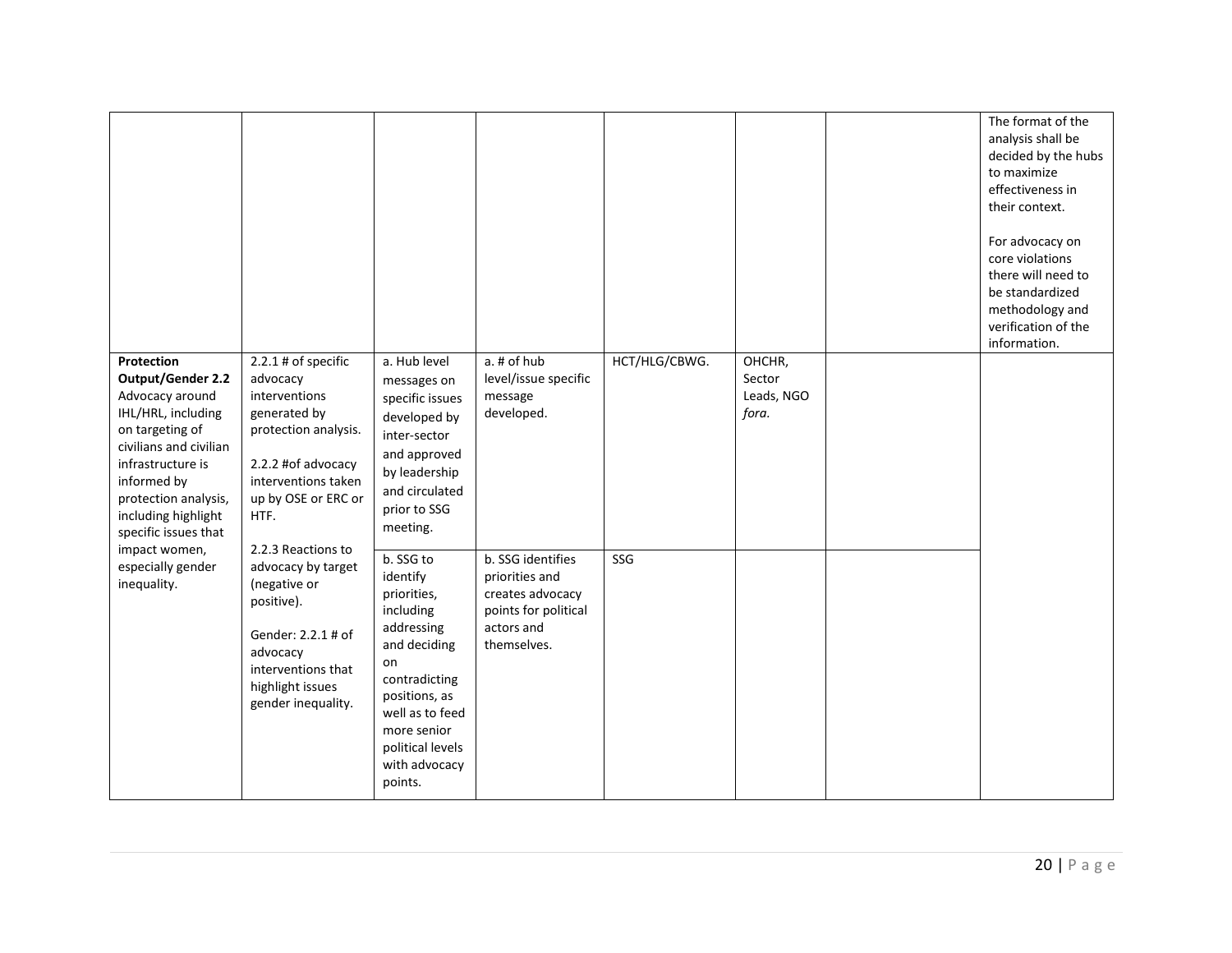| | | | | | | | |
|---|---|---|---|---|---|---|---|
| | | | | | | | The format of the analysis shall be decided by the hubs to maximize effectiveness in their context.<br><br>For advocacy on core violations there will need to be standardized methodology and verification of the information. |
| **Protection Output/Gender 2.2** Advocacy around IHL/HRL, including on targeting of civilians and civilian infrastructure is informed by protection analysis, including highlight specific issues that impact women, especially gender inequality. | 2.2.1 # of specific advocacy interventions generated by protection analysis.<br><br>2.2.2 #of advocacy interventions taken up by OSE or ERC or HTF.<br><br>2.2.3 Reactions to advocacy by target (negative or positive).<br><br>Gender: 2.2.1 # of advocacy interventions that highlight issues gender inequality. | a. Hub level messages on specific issues developed by inter-sector and approved by leadership and circulated prior to SSG meeting. | a. # of hub level/issue specific message developed. | HCT/HLG/CBWG. | OHCHR, Sector Leads, NGO *fora*. | | |
| | | b. SSG to identify priorities, including addressing and deciding on contradicting positions, as well as to feed more senior political levels with advocacy points. | b. SSG identifies priorities and creates advocacy points for political actors and themselves. | SSG | | | |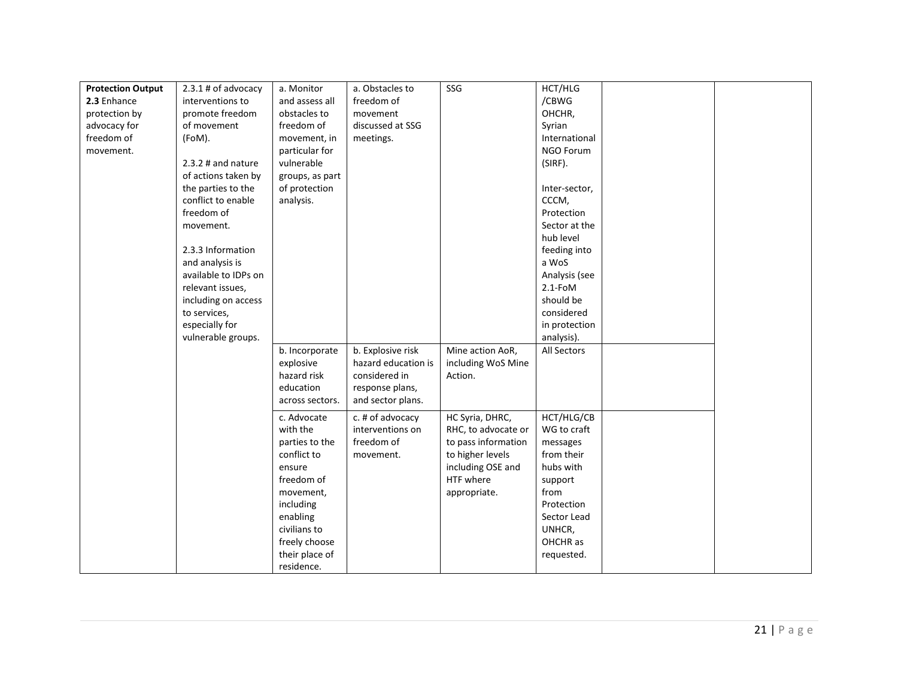| **Protection Output 2.3** Enhance protection by advocacy for freedom of movement. | 2.3.1 # of advocacy interventions to promote freedom of movement (FoM).<br><br>2.3.2 # and nature of actions taken by the parties to the conflict to enable freedom of movement.<br><br>2.3.3 Information and analysis is available to IDPs on relevant issues, including on access to services, especially for vulnerable groups. | a. Monitor and assess all obstacles to freedom of movement, in particular for vulnerable groups, as part of protection analysis. | a. Obstacles to freedom of movement discussed at SSG meetings. | SSG | HCT/HLG /CBWG OHCHR, Syrian International NGO Forum (SIRF).<br><br>Inter-sector, CCCM, Protection Sector at the hub level feeding into a WoS Analysis (see 2.1-FoM should be considered in protection analysis). | | |
|---|---|---|---|---|---|---|---|
| | | b. Incorporate explosive hazard risk education across sectors. | b. Explosive risk hazard education is considered in response plans, and sector plans. | Mine action AoR, including WoS Mine Action. | All Sectors | | |
| | | c. Advocate with the parties to the conflict to ensure freedom of movement, including enabling civilians to freely choose their place of residence. | c. # of advocacy interventions on freedom of movement. | HC Syria, DHRC, RHC, to advocate or to pass information to higher levels including OSE and HTF where appropriate. | HCT/HLG/CB WG to craft messages from their hubs with support from Protection Sector Lead UNHCR, OHCHR as requested. | | |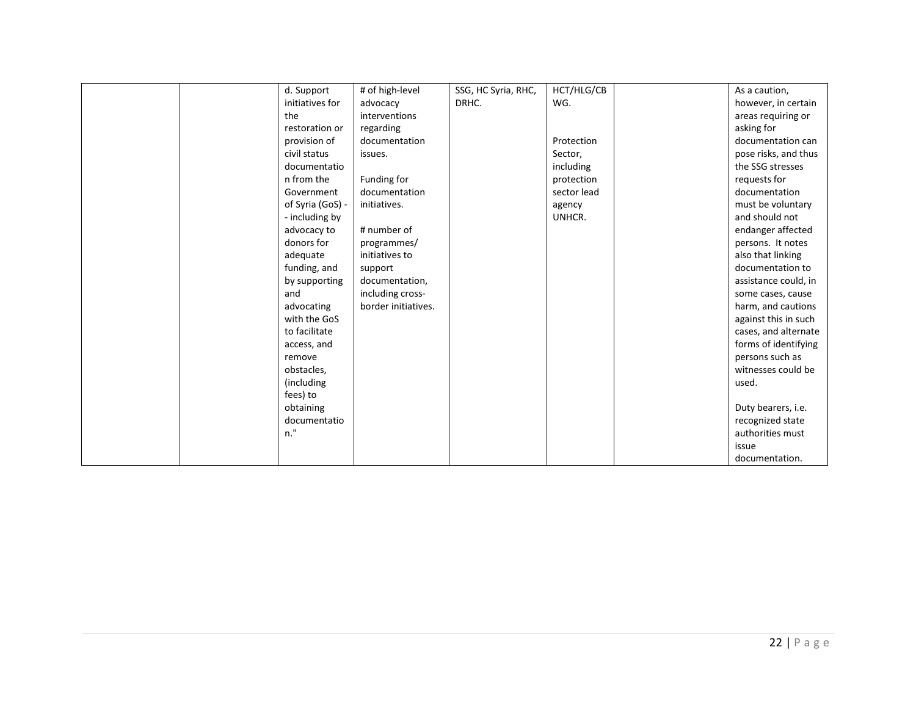| | | | | | | | |
|---|---|---|---|---|---|---|---|
| | | d. Support initiatives for the restoration or provision of civil status documentation from the Government of Syria (GoS) -- including by advocacy to donors for adequate funding, and by supporting and advocating with the GoS to facilitate access, and remove obstacles, (including fees) to obtaining documentation." | # of high-level advocacy interventions regarding documentation issues.<br><br>Funding for documentation initiatives.<br><br># number of programmes/ initiatives to support documentation, including cross-border initiatives. | SSG, HC Syria, RHC, DRHC. | HCT/HLG/CBWG.<br><br>Protection Sector, including protection sector lead agency UNHCR. | | As a caution, however, in certain areas requiring or asking for documentation can pose risks, and thus the SSG stresses requests for documentation must be voluntary and should not endanger affected persons. It notes also that linking documentation to assistance could, in some cases, cause harm, and cautions against this in such cases, and alternate forms of identifying persons such as witnesses could be used.<br><br>Duty bearers, i.e. recognized state authorities must issue documentation. |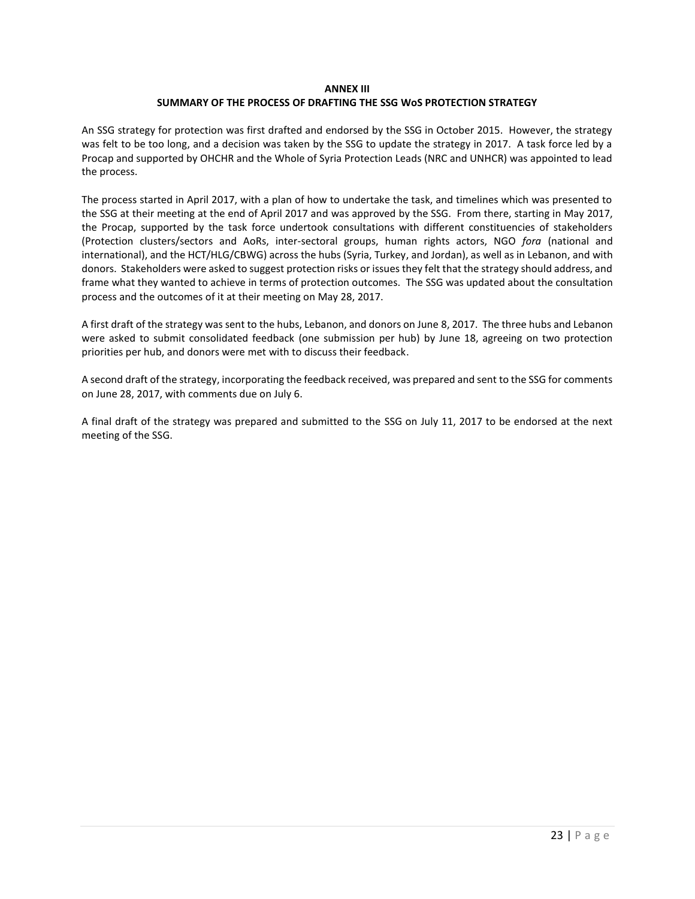# ANNEX III
## SUMMARY OF THE PROCESS OF DRAFTING THE SSG WoS PROTECTION STRATEGY

An SSG strategy for protection was first drafted and endorsed by the SSG in October 2015. However, the strategy was felt to be too long, and a decision was taken by the SSG to update the strategy in 2017. A task force led by a Procap and supported by OHCHR and the Whole of Syria Protection Leads (NRC and UNHCR) was appointed to lead the process.

The process started in April 2017, with a plan of how to undertake the task, and timelines which was presented to the SSG at their meeting at the end of April 2017 and was approved by the SSG. From there, starting in May 2017, the Procap, supported by the task force undertook consultations with different constituencies of stakeholders (Protection clusters/sectors and AoRs, inter-sectoral groups, human rights actors, NGO *fora* (national and international), and the HCT/HLG/CBWG) across the hubs (Syria, Turkey, and Jordan), as well as in Lebanon, and with donors. Stakeholders were asked to suggest protection risks or issues they felt that the strategy should address, and frame what they wanted to achieve in terms of protection outcomes. The SSG was updated about the consultation process and the outcomes of it at their meeting on May 28, 2017.

A first draft of the strategy was sent to the hubs, Lebanon, and donors on June 8, 2017. The three hubs and Lebanon were asked to submit consolidated feedback (one submission per hub) by June 18, agreeing on two protection priorities per hub, and donors were met with to discuss their feedback.

A second draft of the strategy, incorporating the feedback received, was prepared and sent to the SSG for comments on June 28, 2017, with comments due on July 6.

A final draft of the strategy was prepared and submitted to the SSG on July 11, 2017 to be endorsed at the next meeting of the SSG.